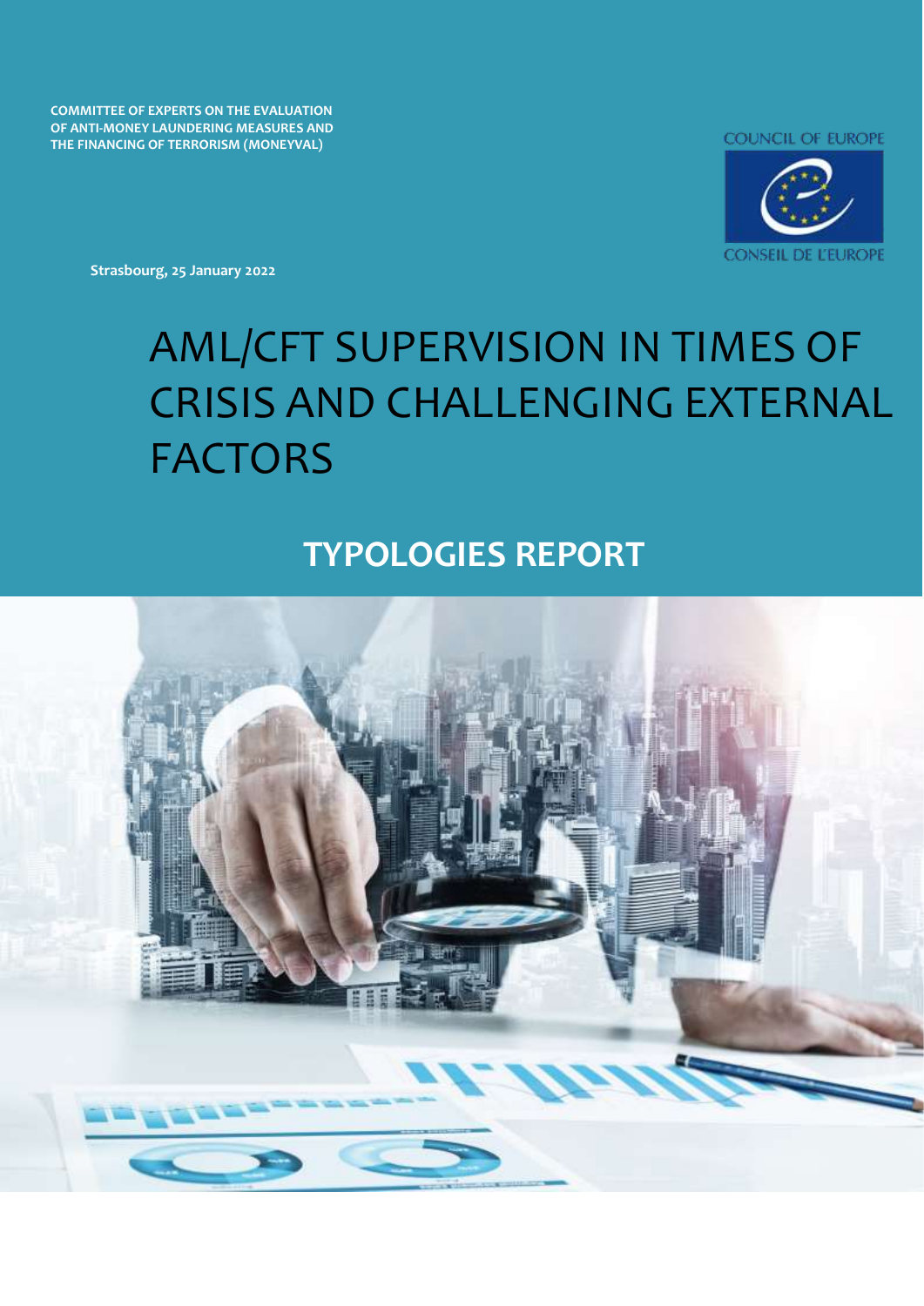**COMMITTEE OF EXPERTS ON THE EVALUATION OF ANTI-MONEY LAUNDERING MEASURES AND THE FINANCING OF TERRORISM (MONEYVAL)**

COUNCIL OF EUROPE

CONSEIL DE L'EUROPE

**Strasbourg, 25 January 2022**

# AML/CFT SUPERVISION IN TIMES OF CRISIS AND CHALLENGING EXTERNAL FACTORS

## TYPOLOGIES REPORT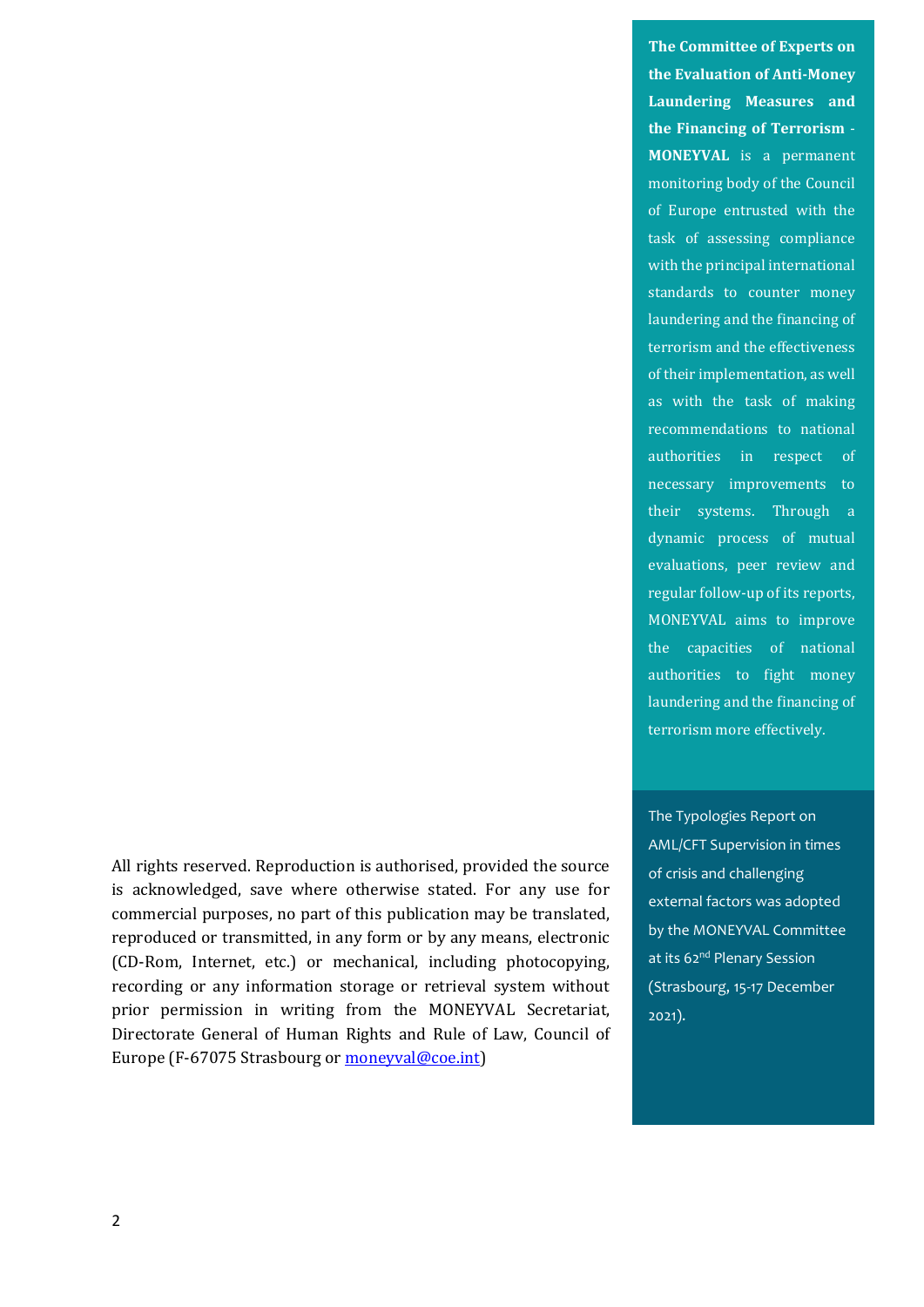**The Committee of Experts on the Evaluation of Anti-Money Laundering Measures and the Financing of Terrorism - MONEYVAL** is a permanent monitoring body of the Council of Europe entrusted with the task of assessing compliance with the principal international standards to counter money laundering and the financing of terrorism and the effectiveness of their implementation, as well as with the task of making recommendations to national authorities in respect of necessary improvements to their systems. Through a dynamic process of mutual evaluations, peer review and regular follow-up of its reports, MONEYVAL aims to improve the capacities of national authorities to fight money laundering and the financing of terrorism more effectively.

The Typologies Report on AML/CFT Supervision in times of crisis and challenging external factors was adopted by the MONEYVAL Committee at its 62nd Plenary Session (Strasbourg, 15-17 December 2021).

All rights reserved. Reproduction is authorised, provided the source is acknowledged, save where otherwise stated. For any use for commercial purposes, no part of this publication may be translated, reproduced or transmitted, in any form or by any means, electronic (CD-Rom, Internet, etc.) or mechanical, including photocopying, recording or any information storage or retrieval system without prior permission in writing from the MONEYVAL Secretariat, Directorate General of Human Rights and Rule of Law, Council of Europe (F-67075 Strasbourg or moneyval@coe.int)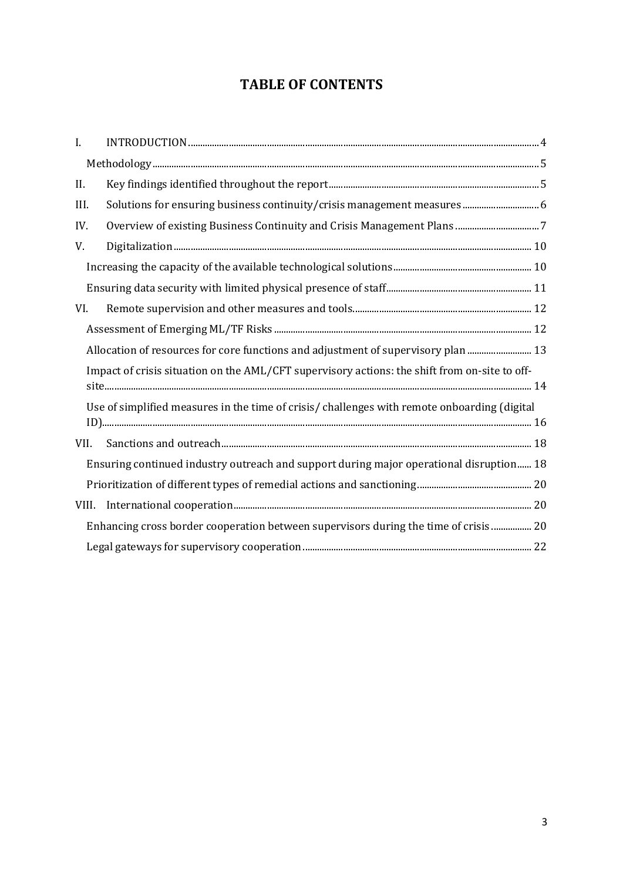# TABLE OF CONTENTS

I. INTRODUCTION .......... 4

Methodology .......... 5

II. Key findings identified throughout the report .......... 5

III. Solutions for ensuring business continuity/crisis management measures .......... 6

IV. Overview of existing Business Continuity and Crisis Management Plans .......... 7

V. Digitalization .......... 10

Increasing the capacity of the available technological solutions .......... 10

Ensuring data security with limited physical presence of staff .......... 11

VI. Remote supervision and other measures and tools .......... 12

Assessment of Emerging ML/TF Risks .......... 12

Allocation of resources for core functions and adjustment of supervisory plan .......... 13

Impact of crisis situation on the AML/CFT supervisory actions: the shift from on-site to off-site .......... 14

Use of simplified measures in the time of crisis/ challenges with remote onboarding (digital ID) .......... 16

VII. Sanctions and outreach .......... 18

Ensuring continued industry outreach and support during major operational disruption .......... 18

Prioritization of different types of remedial actions and sanctioning .......... 20

VIII. International cooperation .......... 20

Enhancing cross border cooperation between supervisors during the time of crisis .......... 20

Legal gateways for supervisory cooperation .......... 22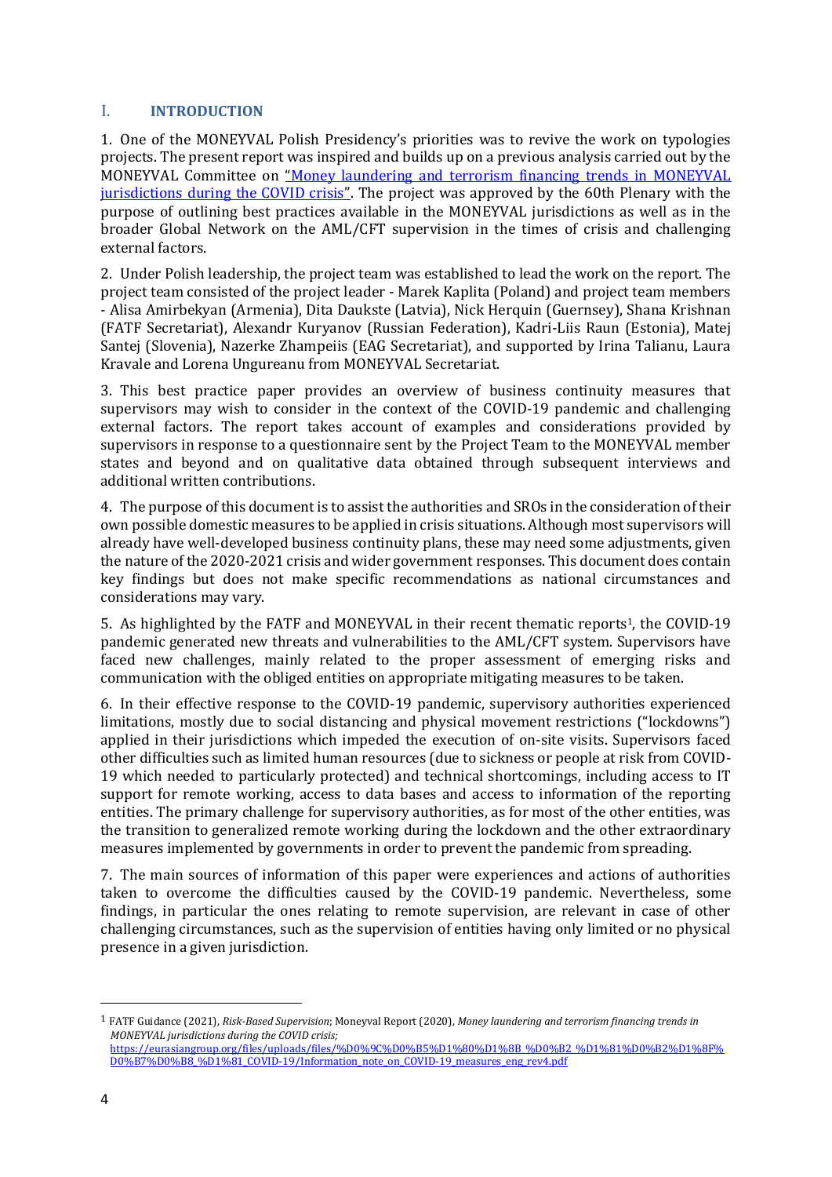# I. INTRODUCTION

1. One of the MONEYVAL Polish Presidency's priorities was to revive the work on typologies projects. The present report was inspired and builds up on a previous analysis carried out by the MONEYVAL Committee on "Money laundering and terrorism financing trends in MONEYVAL jurisdictions during the COVID crisis". The project was approved by the 60th Plenary with the purpose of outlining best practices available in the MONEYVAL jurisdictions as well as in the broader Global Network on the AML/CFT supervision in the times of crisis and challenging external factors.

2. Under Polish leadership, the project team was established to lead the work on the report. The project team consisted of the project leader - Marek Kaplita (Poland) and project team members - Alisa Amirbekyan (Armenia), Dita Daukste (Latvia), Nick Herquin (Guernsey), Shana Krishnan (FATF Secretariat), Alexandr Kuryanov (Russian Federation), Kadri-Liis Raun (Estonia), Matej Santej (Slovenia), Nazerke Zhampeiis (EAG Secretariat), and supported by Irina Talianu, Laura Kravale and Lorena Ungureanu from MONEYVAL Secretariat.

3. This best practice paper provides an overview of business continuity measures that supervisors may wish to consider in the context of the COVID-19 pandemic and challenging external factors. The report takes account of examples and considerations provided by supervisors in response to a questionnaire sent by the Project Team to the MONEYVAL member states and beyond and on qualitative data obtained through subsequent interviews and additional written contributions.

4. The purpose of this document is to assist the authorities and SROs in the consideration of their own possible domestic measures to be applied in crisis situations. Although most supervisors will already have well-developed business continuity plans, these may need some adjustments, given the nature of the 2020-2021 crisis and wider government responses. This document does contain key findings but does not make specific recommendations as national circumstances and considerations may vary.

5. As highlighted by the FATF and MONEYVAL in their recent thematic reports[1], the COVID-19 pandemic generated new threats and vulnerabilities to the AML/CFT system. Supervisors have faced new challenges, mainly related to the proper assessment of emerging risks and communication with the obliged entities on appropriate mitigating measures to be taken.

6. In their effective response to the COVID-19 pandemic, supervisory authorities experienced limitations, mostly due to social distancing and physical movement restrictions ("lockdowns") applied in their jurisdictions which impeded the execution of on-site visits. Supervisors faced other difficulties such as limited human resources (due to sickness or people at risk from COVID-19 which needed to particularly protected) and technical shortcomings, including access to IT support for remote working, access to data bases and access to information of the reporting entities. The primary challenge for supervisory authorities, as for most of the other entities, was the transition to generalized remote working during the lockdown and the other extraordinary measures implemented by governments in order to prevent the pandemic from spreading.

7. The main sources of information of this paper were experiences and actions of authorities taken to overcome the difficulties caused by the COVID-19 pandemic. Nevertheless, some findings, in particular the ones relating to remote supervision, are relevant in case of other challenging circumstances, such as the supervision of entities having only limited or no physical presence in a given jurisdiction.

---

[1] FATF Guidance (2021), *Risk-Based Supervision*; Moneyval Report (2020), *Money laundering and terrorism financing trends in MONEYVAL jurisdictions during the COVID crisis*; https://eurasiangroup.org/files/uploads/files/%D0%9C%D0%B5%D1%80%D1%8B_%D0%B2_%D1%81%D0%B2%D1%8F%D0%B7%D0%B8_%D1%81_COVID-19/Information_note_on_COVID-19_measures_eng_rev4.pdf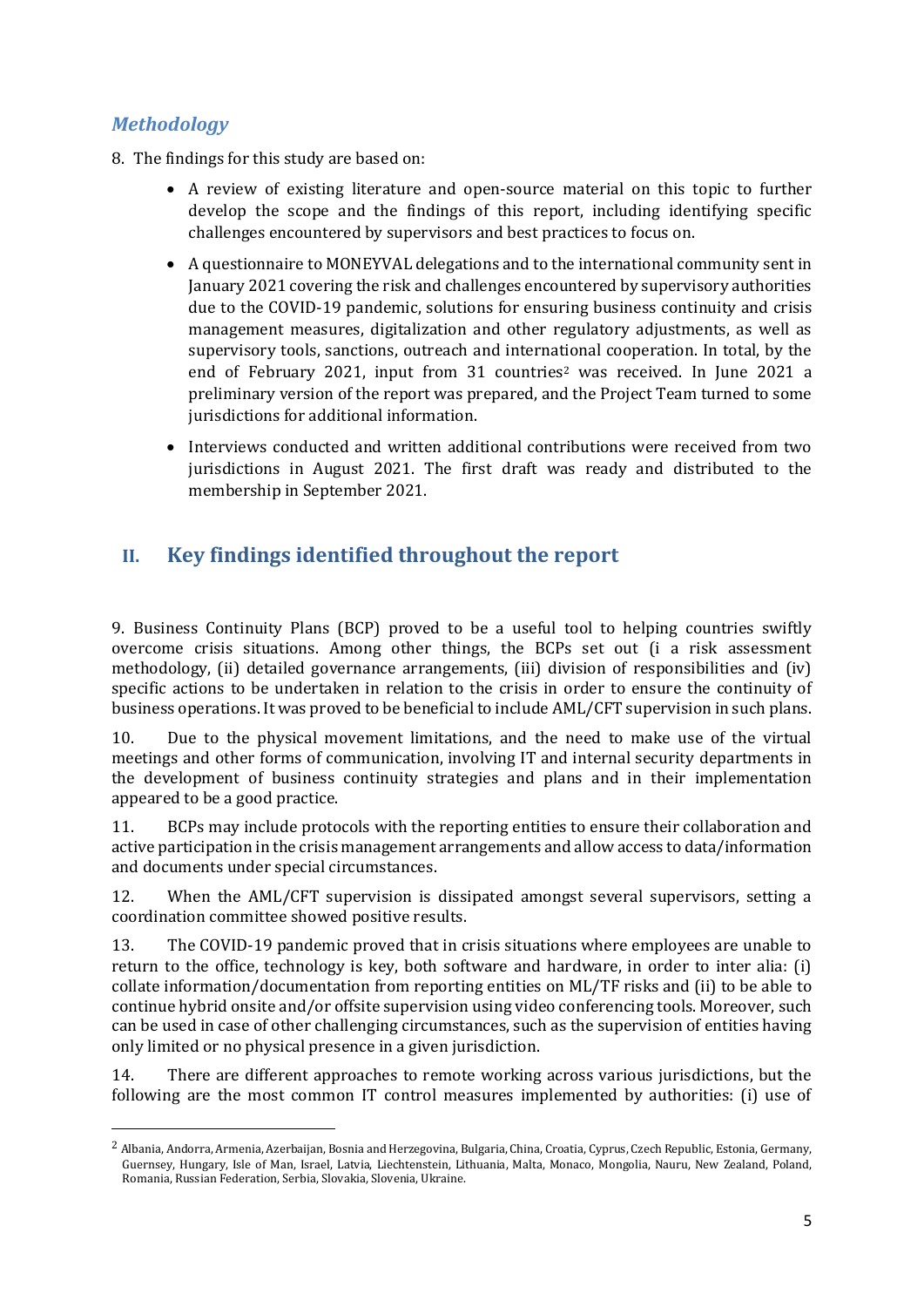### *Methodology*

8. The findings for this study are based on:

- A review of existing literature and open-source material on this topic to further develop the scope and the findings of this report, including identifying specific challenges encountered by supervisors and best practices to focus on.
- A questionnaire to MONEYVAL delegations and to the international community sent in January 2021 covering the risk and challenges encountered by supervisory authorities due to the COVID-19 pandemic, solutions for ensuring business continuity and crisis management measures, digitalization and other regulatory adjustments, as well as supervisory tools, sanctions, outreach and international cooperation. In total, by the end of February 2021, input from 31 countries[2] was received. In June 2021 a preliminary version of the report was prepared, and the Project Team turned to some jurisdictions for additional information.
- Interviews conducted and written additional contributions were received from two jurisdictions in August 2021. The first draft was ready and distributed to the membership in September 2021.

## II. Key findings identified throughout the report

9. Business Continuity Plans (BCP) proved to be a useful tool to helping countries swiftly overcome crisis situations. Among other things, the BCPs set out (i a risk assessment methodology, (ii) detailed governance arrangements, (iii) division of responsibilities and (iv) specific actions to be undertaken in relation to the crisis in order to ensure the continuity of business operations. It was proved to be beneficial to include AML/CFT supervision in such plans.

10. Due to the physical movement limitations, and the need to make use of the virtual meetings and other forms of communication, involving IT and internal security departments in the development of business continuity strategies and plans and in their implementation appeared to be a good practice.

11. BCPs may include protocols with the reporting entities to ensure their collaboration and active participation in the crisis management arrangements and allow access to data/information and documents under special circumstances.

12. When the AML/CFT supervision is dissipated amongst several supervisors, setting a coordination committee showed positive results.

13. The COVID-19 pandemic proved that in crisis situations where employees are unable to return to the office, technology is key, both software and hardware, in order to inter alia: (i) collate information/documentation from reporting entities on ML/TF risks and (ii) to be able to continue hybrid onsite and/or offsite supervision using video conferencing tools. Moreover, such can be used in case of other challenging circumstances, such as the supervision of entities having only limited or no physical presence in a given jurisdiction.

14. There are different approaches to remote working across various jurisdictions, but the following are the most common IT control measures implemented by authorities: (i) use of

---

[2] Albania, Andorra, Armenia, Azerbaijan, Bosnia and Herzegovina, Bulgaria, China, Croatia, Cyprus, Czech Republic, Estonia, Germany, Guernsey, Hungary, Isle of Man, Israel, Latvia, Liechtenstein, Lithuania, Malta, Monaco, Mongolia, Nauru, New Zealand, Poland, Romania, Russian Federation, Serbia, Slovakia, Slovenia, Ukraine.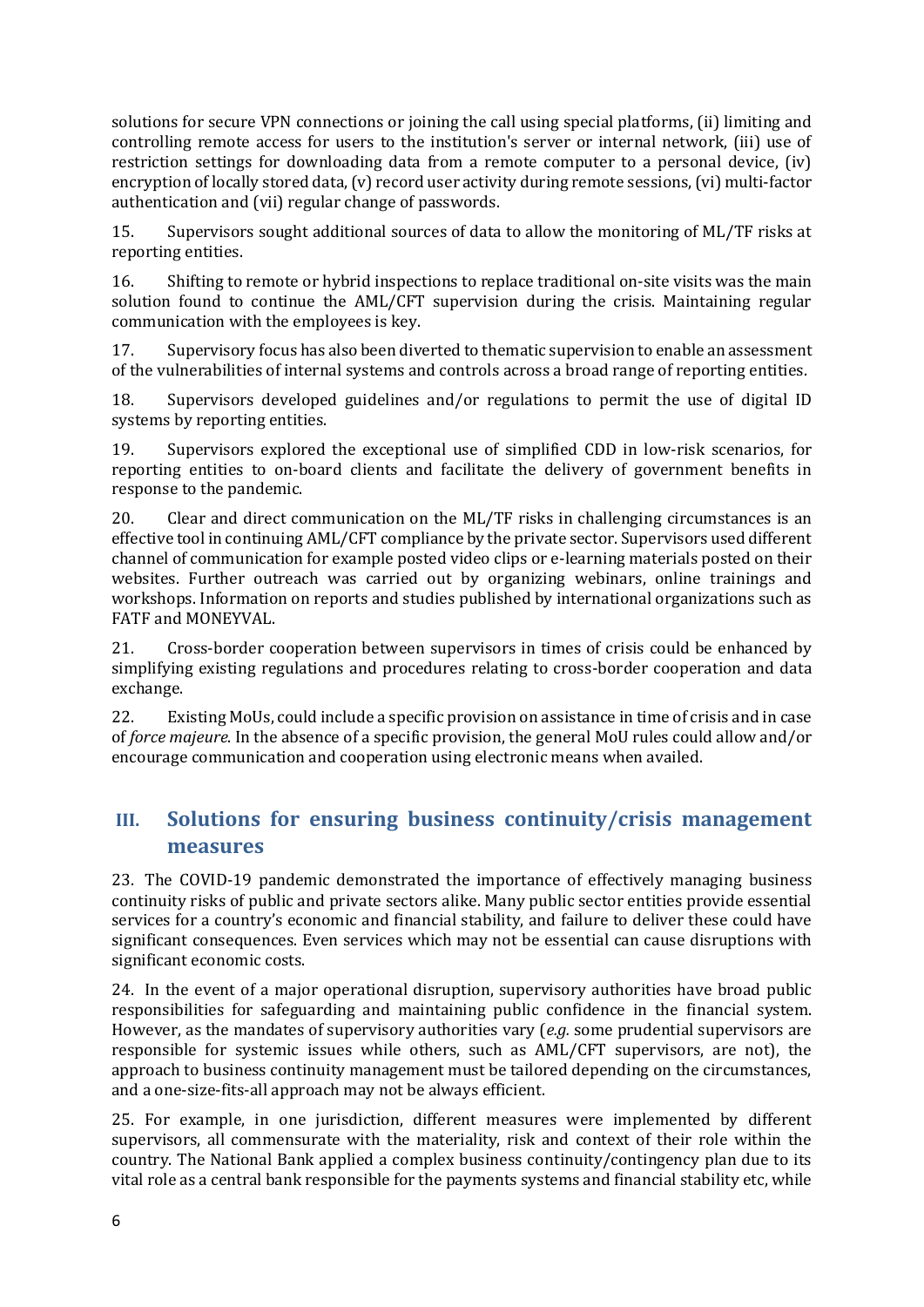solutions for secure VPN connections or joining the call using special platforms, (ii) limiting and controlling remote access for users to the institution's server or internal network, (iii) use of restriction settings for downloading data from a remote computer to a personal device, (iv) encryption of locally stored data, (v) record user activity during remote sessions, (vi) multi-factor authentication and (vii) regular change of passwords.

15. Supervisors sought additional sources of data to allow the monitoring of ML/TF risks at reporting entities.

16. Shifting to remote or hybrid inspections to replace traditional on-site visits was the main solution found to continue the AML/CFT supervision during the crisis. Maintaining regular communication with the employees is key.

17. Supervisory focus has also been diverted to thematic supervision to enable an assessment of the vulnerabilities of internal systems and controls across a broad range of reporting entities.

18. Supervisors developed guidelines and/or regulations to permit the use of digital ID systems by reporting entities.

19. Supervisors explored the exceptional use of simplified CDD in low-risk scenarios, for reporting entities to on-board clients and facilitate the delivery of government benefits in response to the pandemic.

20. Clear and direct communication on the ML/TF risks in challenging circumstances is an effective tool in continuing AML/CFT compliance by the private sector. Supervisors used different channel of communication for example posted video clips or e-learning materials posted on their websites. Further outreach was carried out by organizing webinars, online trainings and workshops. Information on reports and studies published by international organizations such as FATF and MONEYVAL.

21. Cross-border cooperation between supervisors in times of crisis could be enhanced by simplifying existing regulations and procedures relating to cross-border cooperation and data exchange.

22. Existing MoUs, could include a specific provision on assistance in time of crisis and in case of *force majeure*. In the absence of a specific provision, the general MoU rules could allow and/or encourage communication and cooperation using electronic means when availed.

## III. Solutions for ensuring business continuity/crisis management measures

23. The COVID-19 pandemic demonstrated the importance of effectively managing business continuity risks of public and private sectors alike. Many public sector entities provide essential services for a country's economic and financial stability, and failure to deliver these could have significant consequences. Even services which may not be essential can cause disruptions with significant economic costs.

24. In the event of a major operational disruption, supervisory authorities have broad public responsibilities for safeguarding and maintaining public confidence in the financial system. However, as the mandates of supervisory authorities vary (*e.g.* some prudential supervisors are responsible for systemic issues while others, such as AML/CFT supervisors, are not), the approach to business continuity management must be tailored depending on the circumstances, and a one-size-fits-all approach may not be always efficient.

25. For example, in one jurisdiction, different measures were implemented by different supervisors, all commensurate with the materiality, risk and context of their role within the country. The National Bank applied a complex business continuity/contingency plan due to its vital role as a central bank responsible for the payments systems and financial stability etc, while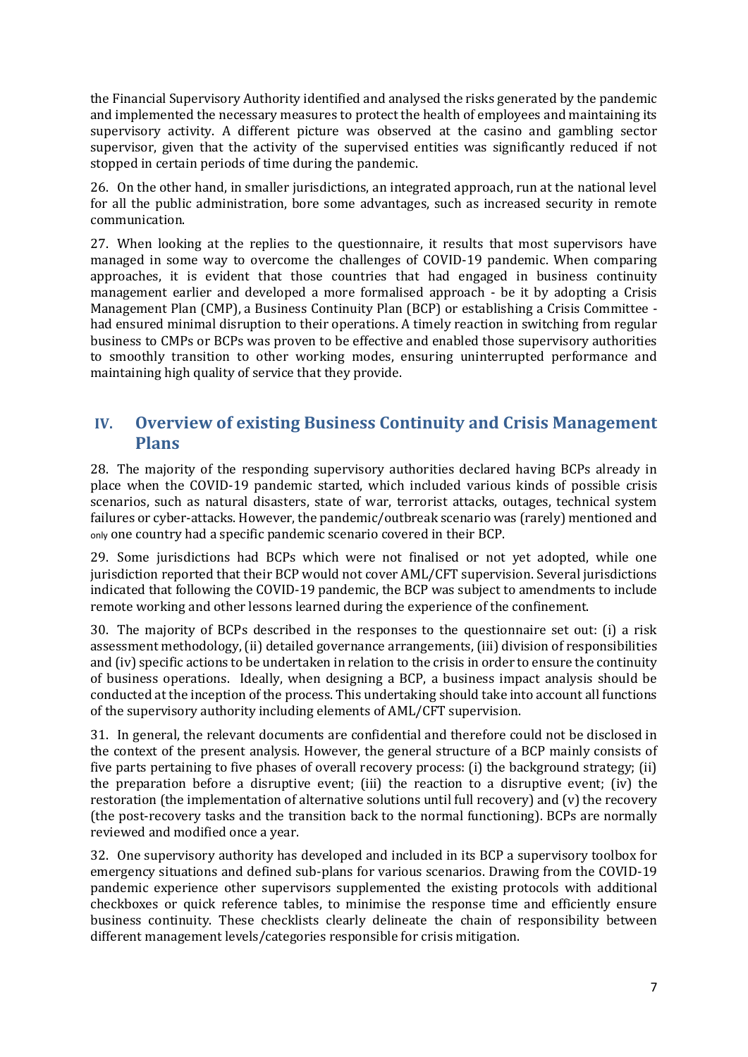the Financial Supervisory Authority identified and analysed the risks generated by the pandemic and implemented the necessary measures to protect the health of employees and maintaining its supervisory activity. A different picture was observed at the casino and gambling sector supervisor, given that the activity of the supervised entities was significantly reduced if not stopped in certain periods of time during the pandemic.

26. On the other hand, in smaller jurisdictions, an integrated approach, run at the national level for all the public administration, bore some advantages, such as increased security in remote communication.

27. When looking at the replies to the questionnaire, it results that most supervisors have managed in some way to overcome the challenges of COVID-19 pandemic. When comparing approaches, it is evident that those countries that had engaged in business continuity management earlier and developed a more formalised approach - be it by adopting a Crisis Management Plan (CMP), a Business Continuity Plan (BCP) or establishing a Crisis Committee - had ensured minimal disruption to their operations. A timely reaction in switching from regular business to CMPs or BCPs was proven to be effective and enabled those supervisory authorities to smoothly transition to other working modes, ensuring uninterrupted performance and maintaining high quality of service that they provide.

## IV. Overview of existing Business Continuity and Crisis Management Plans

28. The majority of the responding supervisory authorities declared having BCPs already in place when the COVID-19 pandemic started, which included various kinds of possible crisis scenarios, such as natural disasters, state of war, terrorist attacks, outages, technical system failures or cyber-attacks. However, the pandemic/outbreak scenario was (rarely) mentioned and only one country had a specific pandemic scenario covered in their BCP.

29. Some jurisdictions had BCPs which were not finalised or not yet adopted, while one jurisdiction reported that their BCP would not cover AML/CFT supervision. Several jurisdictions indicated that following the COVID-19 pandemic, the BCP was subject to amendments to include remote working and other lessons learned during the experience of the confinement.

30. The majority of BCPs described in the responses to the questionnaire set out: (i) a risk assessment methodology, (ii) detailed governance arrangements, (iii) division of responsibilities and (iv) specific actions to be undertaken in relation to the crisis in order to ensure the continuity of business operations. Ideally, when designing a BCP, a business impact analysis should be conducted at the inception of the process. This undertaking should take into account all functions of the supervisory authority including elements of AML/CFT supervision.

31. In general, the relevant documents are confidential and therefore could not be disclosed in the context of the present analysis. However, the general structure of a BCP mainly consists of five parts pertaining to five phases of overall recovery process: (i) the background strategy; (ii) the preparation before a disruptive event; (iii) the reaction to a disruptive event; (iv) the restoration (the implementation of alternative solutions until full recovery) and (v) the recovery (the post-recovery tasks and the transition back to the normal functioning). BCPs are normally reviewed and modified once a year.

32. One supervisory authority has developed and included in its BCP a supervisory toolbox for emergency situations and defined sub-plans for various scenarios. Drawing from the COVID-19 pandemic experience other supervisors supplemented the existing protocols with additional checkboxes or quick reference tables, to minimise the response time and efficiently ensure business continuity. These checklists clearly delineate the chain of responsibility between different management levels/categories responsible for crisis mitigation.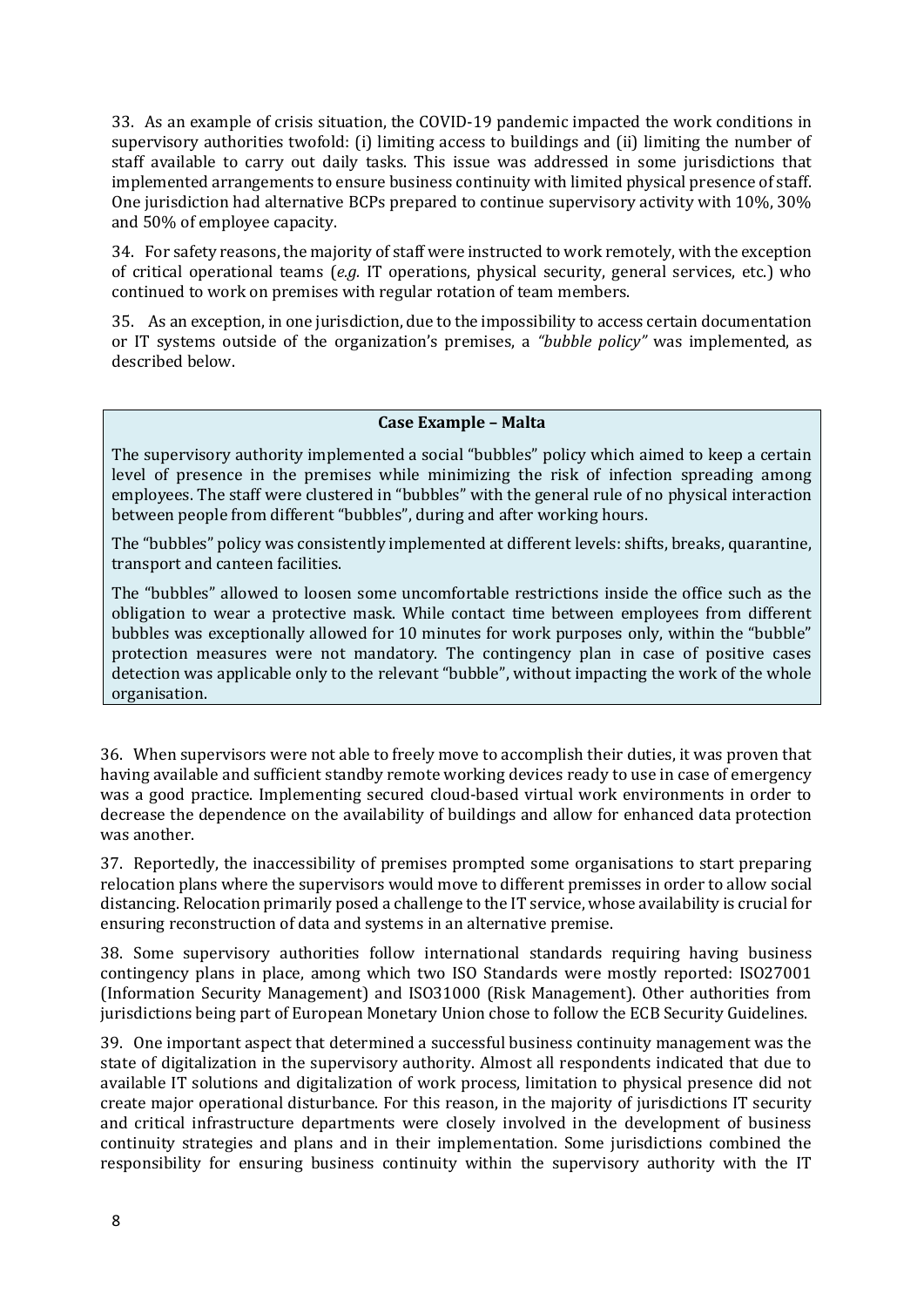33. As an example of crisis situation, the COVID-19 pandemic impacted the work conditions in supervisory authorities twofold: (i) limiting access to buildings and (ii) limiting the number of staff available to carry out daily tasks. This issue was addressed in some jurisdictions that implemented arrangements to ensure business continuity with limited physical presence of staff. One jurisdiction had alternative BCPs prepared to continue supervisory activity with 10%, 30% and 50% of employee capacity.

34. For safety reasons, the majority of staff were instructed to work remotely, with the exception of critical operational teams (*e.g.* IT operations, physical security, general services, etc.) who continued to work on premises with regular rotation of team members.

35. As an exception, in one jurisdiction, due to the impossibility to access certain documentation or IT systems outside of the organization's premises, a *"bubble policy"* was implemented, as described below.

> **Case Example – Malta**
>
> The supervisory authority implemented a social "bubbles" policy which aimed to keep a certain level of presence in the premises while minimizing the risk of infection spreading among employees. The staff were clustered in "bubbles" with the general rule of no physical interaction between people from different "bubbles", during and after working hours.
>
> The "bubbles" policy was consistently implemented at different levels: shifts, breaks, quarantine, transport and canteen facilities.
>
> The "bubbles" allowed to loosen some uncomfortable restrictions inside the office such as the obligation to wear a protective mask. While contact time between employees from different bubbles was exceptionally allowed for 10 minutes for work purposes only, within the "bubble" protection measures were not mandatory. The contingency plan in case of positive cases detection was applicable only to the relevant "bubble", without impacting the work of the whole organisation.

36. When supervisors were not able to freely move to accomplish their duties, it was proven that having available and sufficient standby remote working devices ready to use in case of emergency was a good practice. Implementing secured cloud-based virtual work environments in order to decrease the dependence on the availability of buildings and allow for enhanced data protection was another.

37. Reportedly, the inaccessibility of premises prompted some organisations to start preparing relocation plans where the supervisors would move to different premisses in order to allow social distancing. Relocation primarily posed a challenge to the IT service, whose availability is crucial for ensuring reconstruction of data and systems in an alternative premise.

38. Some supervisory authorities follow international standards requiring having business contingency plans in place, among which two ISO Standards were mostly reported: ISO27001 (Information Security Management) and ISO31000 (Risk Management). Other authorities from jurisdictions being part of European Monetary Union chose to follow the ECB Security Guidelines.

39. One important aspect that determined a successful business continuity management was the state of digitalization in the supervisory authority. Almost all respondents indicated that due to available IT solutions and digitalization of work process, limitation to physical presence did not create major operational disturbance. For this reason, in the majority of jurisdictions IT security and critical infrastructure departments were closely involved in the development of business continuity strategies and plans and in their implementation. Some jurisdictions combined the responsibility for ensuring business continuity within the supervisory authority with the IT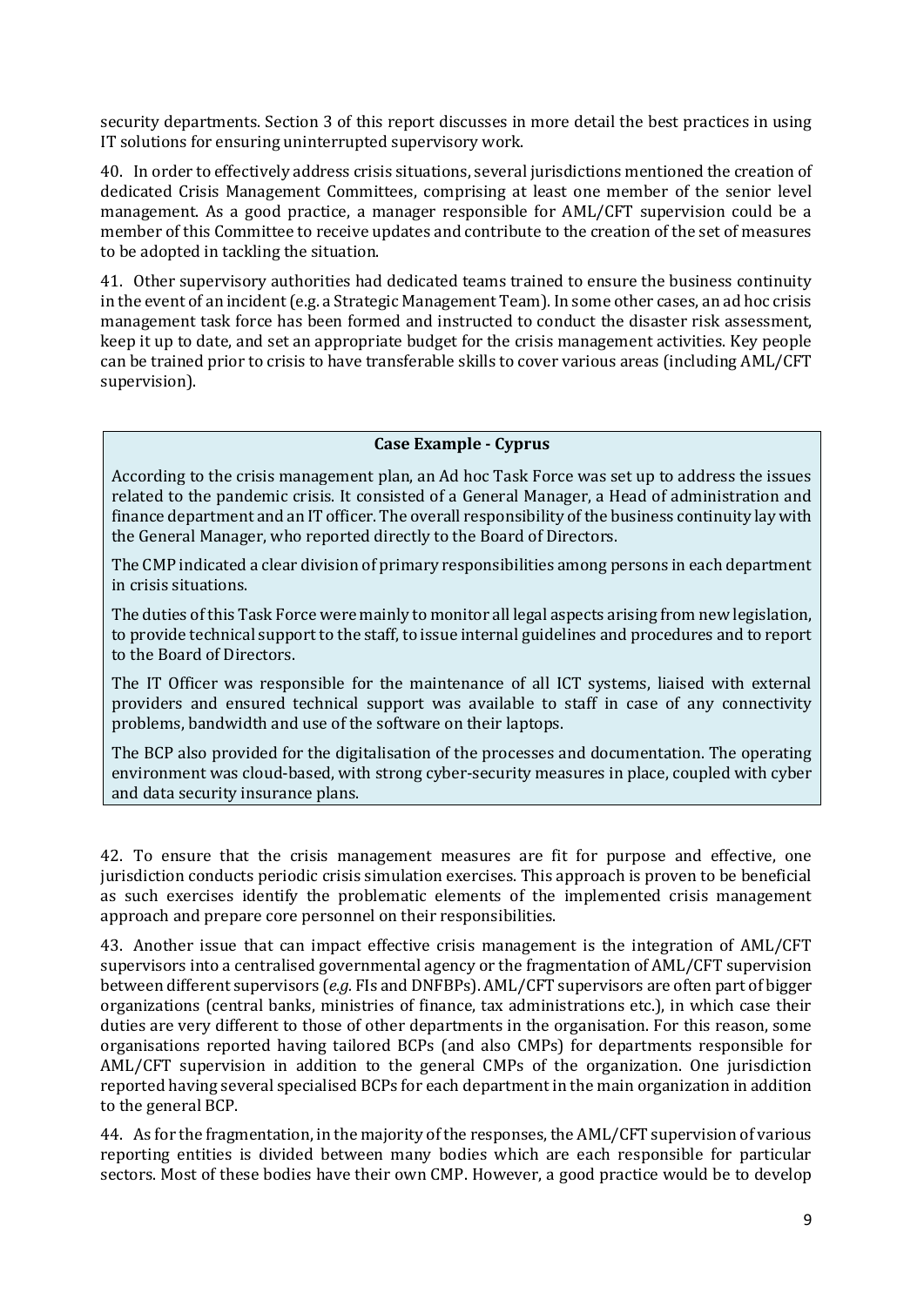security departments. Section 3 of this report discusses in more detail the best practices in using IT solutions for ensuring uninterrupted supervisory work.

40. In order to effectively address crisis situations, several jurisdictions mentioned the creation of dedicated Crisis Management Committees, comprising at least one member of the senior level management. As a good practice, a manager responsible for AML/CFT supervision could be a member of this Committee to receive updates and contribute to the creation of the set of measures to be adopted in tackling the situation.

41. Other supervisory authorities had dedicated teams trained to ensure the business continuity in the event of an incident (e.g. a Strategic Management Team). In some other cases, an ad hoc crisis management task force has been formed and instructed to conduct the disaster risk assessment, keep it up to date, and set an appropriate budget for the crisis management activities. Key people can be trained prior to crisis to have transferable skills to cover various areas (including AML/CFT supervision).

> **Case Example - Cyprus**
>
> According to the crisis management plan, an Ad hoc Task Force was set up to address the issues related to the pandemic crisis. It consisted of a General Manager, a Head of administration and finance department and an IT officer. The overall responsibility of the business continuity lay with the General Manager, who reported directly to the Board of Directors.
>
> The CMP indicated a clear division of primary responsibilities among persons in each department in crisis situations.
>
> The duties of this Task Force were mainly to monitor all legal aspects arising from new legislation, to provide technical support to the staff, to issue internal guidelines and procedures and to report to the Board of Directors.
>
> The IT Officer was responsible for the maintenance of all ICT systems, liaised with external providers and ensured technical support was available to staff in case of any connectivity problems, bandwidth and use of the software on their laptops.
>
> The BCP also provided for the digitalisation of the processes and documentation. The operating environment was cloud-based, with strong cyber-security measures in place, coupled with cyber and data security insurance plans.

42. To ensure that the crisis management measures are fit for purpose and effective, one jurisdiction conducts periodic crisis simulation exercises. This approach is proven to be beneficial as such exercises identify the problematic elements of the implemented crisis management approach and prepare core personnel on their responsibilities.

43. Another issue that can impact effective crisis management is the integration of AML/CFT supervisors into a centralised governmental agency or the fragmentation of AML/CFT supervision between different supervisors (*e.g.* FIs and DNFBPs). AML/CFT supervisors are often part of bigger organizations (central banks, ministries of finance, tax administrations etc.), in which case their duties are very different to those of other departments in the organisation. For this reason, some organisations reported having tailored BCPs (and also CMPs) for departments responsible for AML/CFT supervision in addition to the general CMPs of the organization. One jurisdiction reported having several specialised BCPs for each department in the main organization in addition to the general BCP.

44. As for the fragmentation, in the majority of the responses, the AML/CFT supervision of various reporting entities is divided between many bodies which are each responsible for particular sectors. Most of these bodies have their own CMP. However, a good practice would be to develop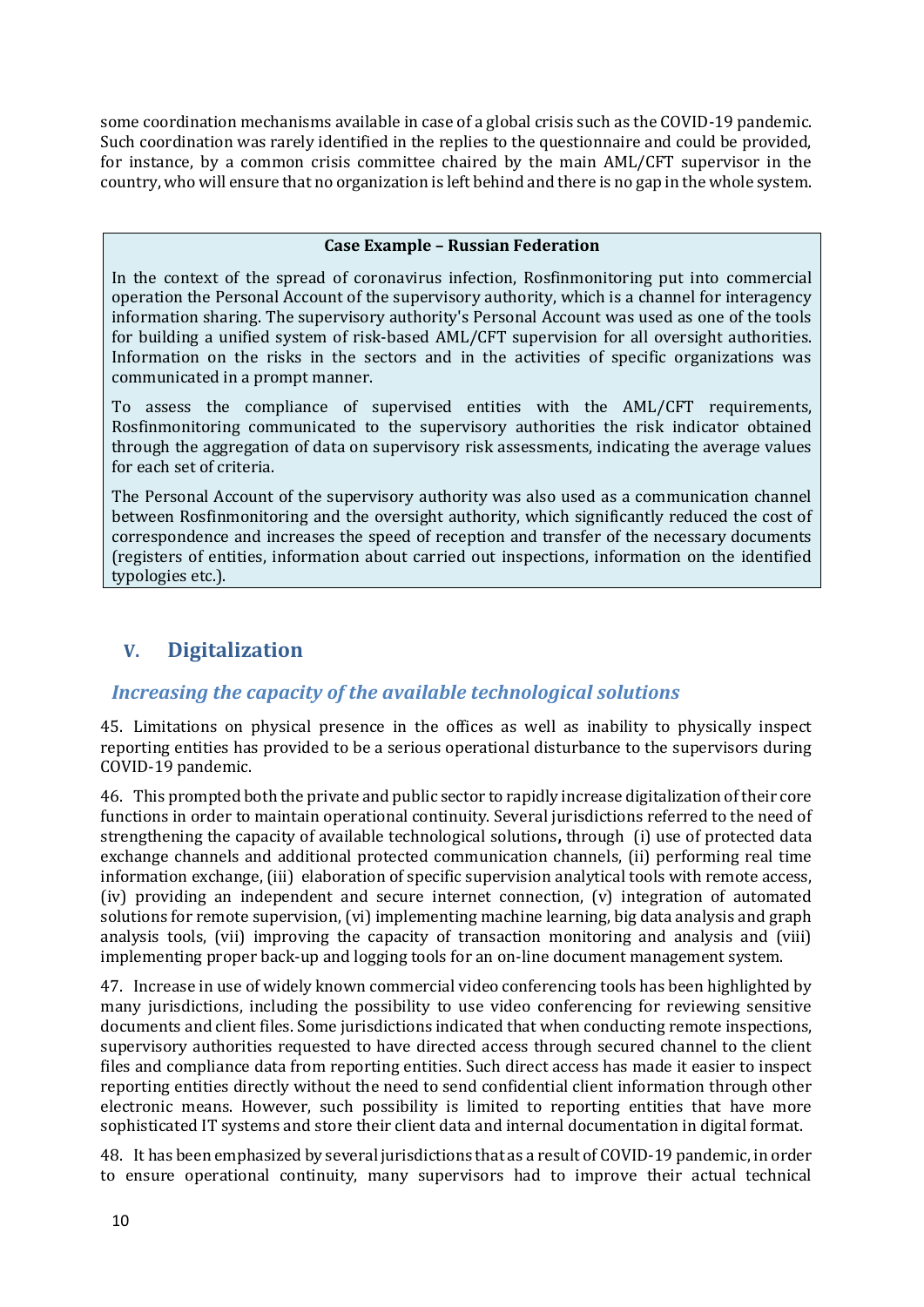some coordination mechanisms available in case of a global crisis such as the COVID-19 pandemic. Such coordination was rarely identified in the replies to the questionnaire and could be provided, for instance, by a common crisis committee chaired by the main AML/CFT supervisor in the country, who will ensure that no organization is left behind and there is no gap in the whole system.

> **Case Example – Russian Federation**
>
> In the context of the spread of coronavirus infection, Rosfinmonitoring put into commercial operation the Personal Account of the supervisory authority, which is a channel for interagency information sharing. The supervisory authority's Personal Account was used as one of the tools for building a unified system of risk-based AML/CFT supervision for all oversight authorities. Information on the risks in the sectors and in the activities of specific organizations was communicated in a prompt manner.
>
> To assess the compliance of supervised entities with the AML/CFT requirements, Rosfinmonitoring communicated to the supervisory authorities the risk indicator obtained through the aggregation of data on supervisory risk assessments, indicating the average values for each set of criteria.
>
> The Personal Account of the supervisory authority was also used as a communication channel between Rosfinmonitoring and the oversight authority, which significantly reduced the cost of correspondence and increases the speed of reception and transfer of the necessary documents (registers of entities, information about carried out inspections, information on the identified typologies etc.).

## V. Digitalization

### *Increasing the capacity of the available technological solutions*

45. Limitations on physical presence in the offices as well as inability to physically inspect reporting entities has provided to be a serious operational disturbance to the supervisors during COVID-19 pandemic.

46. This prompted both the private and public sector to rapidly increase digitalization of their core functions in order to maintain operational continuity. Several jurisdictions referred to the need of strengthening the capacity of available technological solutions**,** through (i) use of protected data exchange channels and additional protected communication channels, (ii) performing real time information exchange, (iii) elaboration of specific supervision analytical tools with remote access, (iv) providing an independent and secure internet connection, (v) integration of automated solutions for remote supervision, (vi) implementing machine learning, big data analysis and graph analysis tools, (vii) improving the capacity of transaction monitoring and analysis and (viii) implementing proper back-up and logging tools for an on-line document management system.

47. Increase in use of widely known commercial video conferencing tools has been highlighted by many jurisdictions, including the possibility to use video conferencing for reviewing sensitive documents and client files. Some jurisdictions indicated that when conducting remote inspections, supervisory authorities requested to have directed access through secured channel to the client files and compliance data from reporting entities. Such direct access has made it easier to inspect reporting entities directly without the need to send confidential client information through other electronic means. However, such possibility is limited to reporting entities that have more sophisticated IT systems and store their client data and internal documentation in digital format.

48. It has been emphasized by several jurisdictions that as a result of COVID-19 pandemic, in order to ensure operational continuity, many supervisors had to improve their actual technical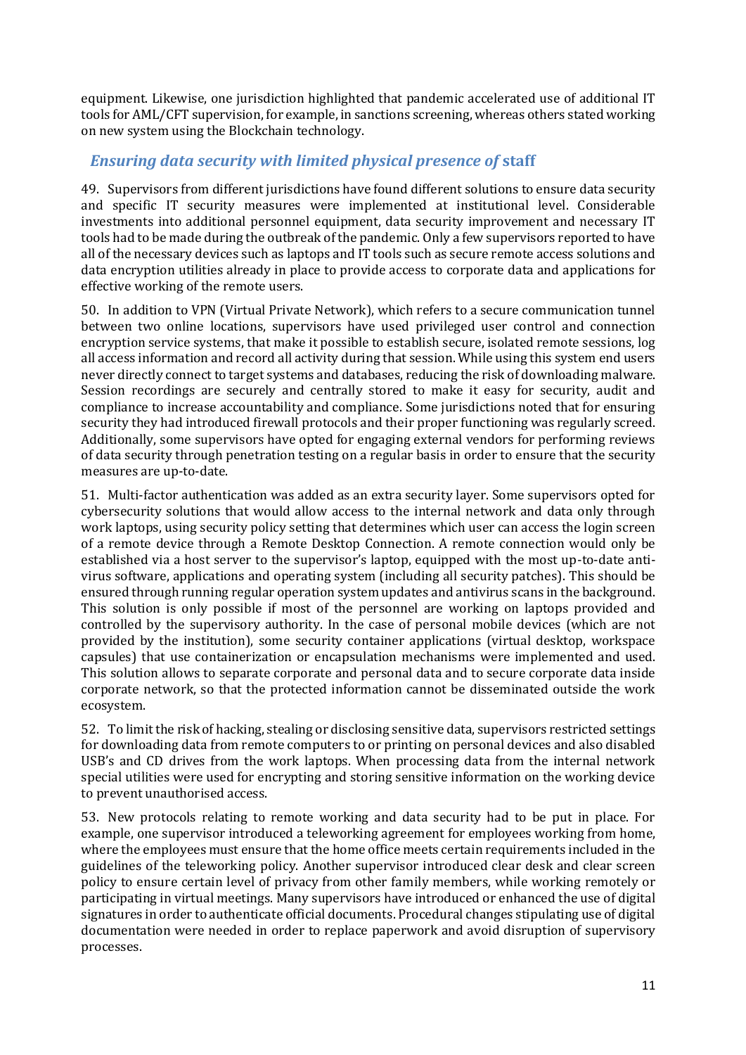equipment. Likewise, one jurisdiction highlighted that pandemic accelerated use of additional IT tools for AML/CFT supervision, for example, in sanctions screening, whereas others stated working on new system using the Blockchain technology.

### *Ensuring data security with limited physical presence of* staff

49. Supervisors from different jurisdictions have found different solutions to ensure data security and specific IT security measures were implemented at institutional level. Considerable investments into additional personnel equipment, data security improvement and necessary IT tools had to be made during the outbreak of the pandemic. Only a few supervisors reported to have all of the necessary devices such as laptops and IT tools such as secure remote access solutions and data encryption utilities already in place to provide access to corporate data and applications for effective working of the remote users.

50. In addition to VPN (Virtual Private Network), which refers to a secure communication tunnel between two online locations, supervisors have used privileged user control and connection encryption service systems, that make it possible to establish secure, isolated remote sessions, log all access information and record all activity during that session. While using this system end users never directly connect to target systems and databases, reducing the risk of downloading malware. Session recordings are securely and centrally stored to make it easy for security, audit and compliance to increase accountability and compliance. Some jurisdictions noted that for ensuring security they had introduced firewall protocols and their proper functioning was regularly screed. Additionally, some supervisors have opted for engaging external vendors for performing reviews of data security through penetration testing on a regular basis in order to ensure that the security measures are up-to-date.

51. Multi-factor authentication was added as an extra security layer. Some supervisors opted for cybersecurity solutions that would allow access to the internal network and data only through work laptops, using security policy setting that determines which user can access the login screen of a remote device through a Remote Desktop Connection. A remote connection would only be established via a host server to the supervisor's laptop, equipped with the most up-to-date anti-virus software, applications and operating system (including all security patches). This should be ensured through running regular operation system updates and antivirus scans in the background. This solution is only possible if most of the personnel are working on laptops provided and controlled by the supervisory authority. In the case of personal mobile devices (which are not provided by the institution), some security container applications (virtual desktop, workspace capsules) that use containerization or encapsulation mechanisms were implemented and used. This solution allows to separate corporate and personal data and to secure corporate data inside corporate network, so that the protected information cannot be disseminated outside the work ecosystem.

52. To limit the risk of hacking, stealing or disclosing sensitive data, supervisors restricted settings for downloading data from remote computers to or printing on personal devices and also disabled USB's and CD drives from the work laptops. When processing data from the internal network special utilities were used for encrypting and storing sensitive information on the working device to prevent unauthorised access.

53. New protocols relating to remote working and data security had to be put in place. For example, one supervisor introduced a teleworking agreement for employees working from home, where the employees must ensure that the home office meets certain requirements included in the guidelines of the teleworking policy. Another supervisor introduced clear desk and clear screen policy to ensure certain level of privacy from other family members, while working remotely or participating in virtual meetings. Many supervisors have introduced or enhanced the use of digital signatures in order to authenticate official documents. Procedural changes stipulating use of digital documentation were needed in order to replace paperwork and avoid disruption of supervisory processes.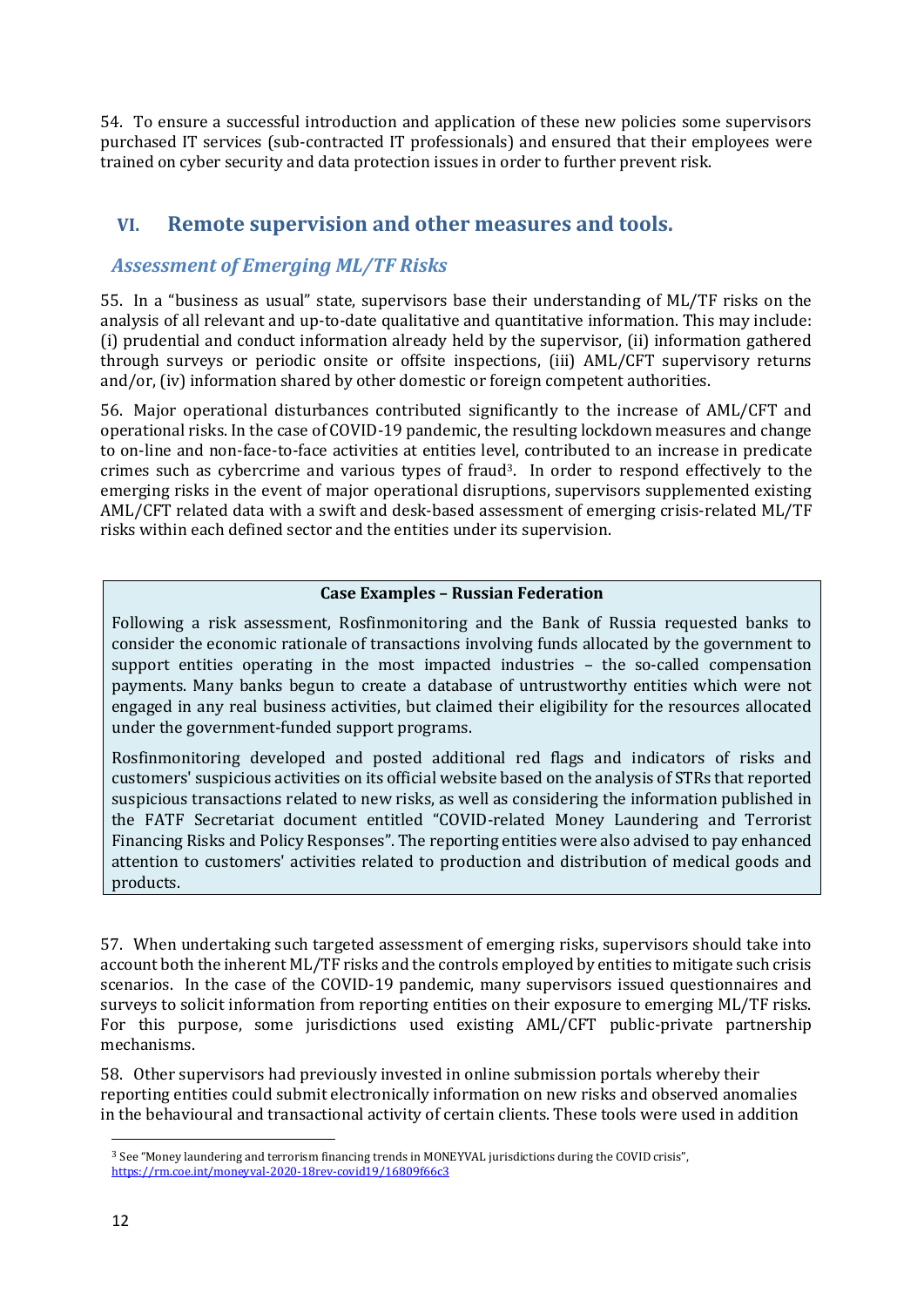54. To ensure a successful introduction and application of these new policies some supervisors purchased IT services (sub-contracted IT professionals) and ensured that their employees were trained on cyber security and data protection issues in order to further prevent risk.

## VI. Remote supervision and other measures and tools.

### *Assessment of Emerging ML/TF Risks*

55. In a "business as usual" state, supervisors base their understanding of ML/TF risks on the analysis of all relevant and up-to-date qualitative and quantitative information. This may include: (i) prudential and conduct information already held by the supervisor, (ii) information gathered through surveys or periodic onsite or offsite inspections, (iii) AML/CFT supervisory returns and/or, (iv) information shared by other domestic or foreign competent authorities.

56. Major operational disturbances contributed significantly to the increase of AML/CFT and operational risks. In the case of COVID-19 pandemic, the resulting lockdown measures and change to on-line and non-face-to-face activities at entities level, contributed to an increase in predicate crimes such as cybercrime and various types of fraud[3]. In order to respond effectively to the emerging risks in the event of major operational disruptions, supervisors supplemented existing AML/CFT related data with a swift and desk-based assessment of emerging crisis-related ML/TF risks within each defined sector and the entities under its supervision.

> **Case Examples – Russian Federation**
>
> Following a risk assessment, Rosfinmonitoring and the Bank of Russia requested banks to consider the economic rationale of transactions involving funds allocated by the government to support entities operating in the most impacted industries – the so-called compensation payments. Many banks begun to create a database of untrustworthy entities which were not engaged in any real business activities, but claimed their eligibility for the resources allocated under the government-funded support programs.
>
> Rosfinmonitoring developed and posted additional red flags and indicators of risks and customers' suspicious activities on its official website based on the analysis of STRs that reported suspicious transactions related to new risks, as well as considering the information published in the FATF Secretariat document entitled "COVID-related Money Laundering and Terrorist Financing Risks and Policy Responses". The reporting entities were also advised to pay enhanced attention to customers' activities related to production and distribution of medical goods and products.

57. When undertaking such targeted assessment of emerging risks, supervisors should take into account both the inherent ML/TF risks and the controls employed by entities to mitigate such crisis scenarios. In the case of the COVID-19 pandemic, many supervisors issued questionnaires and surveys to solicit information from reporting entities on their exposure to emerging ML/TF risks. For this purpose, some jurisdictions used existing AML/CFT public-private partnership mechanisms.

58. Other supervisors had previously invested in online submission portals whereby their reporting entities could submit electronically information on new risks and observed anomalies in the behavioural and transactional activity of certain clients. These tools were used in addition

---

[3] See "Money laundering and terrorism financing trends in MONEYVAL jurisdictions during the COVID crisis", https://rm.coe.int/moneyval-2020-18rev-covid19/16809f66c3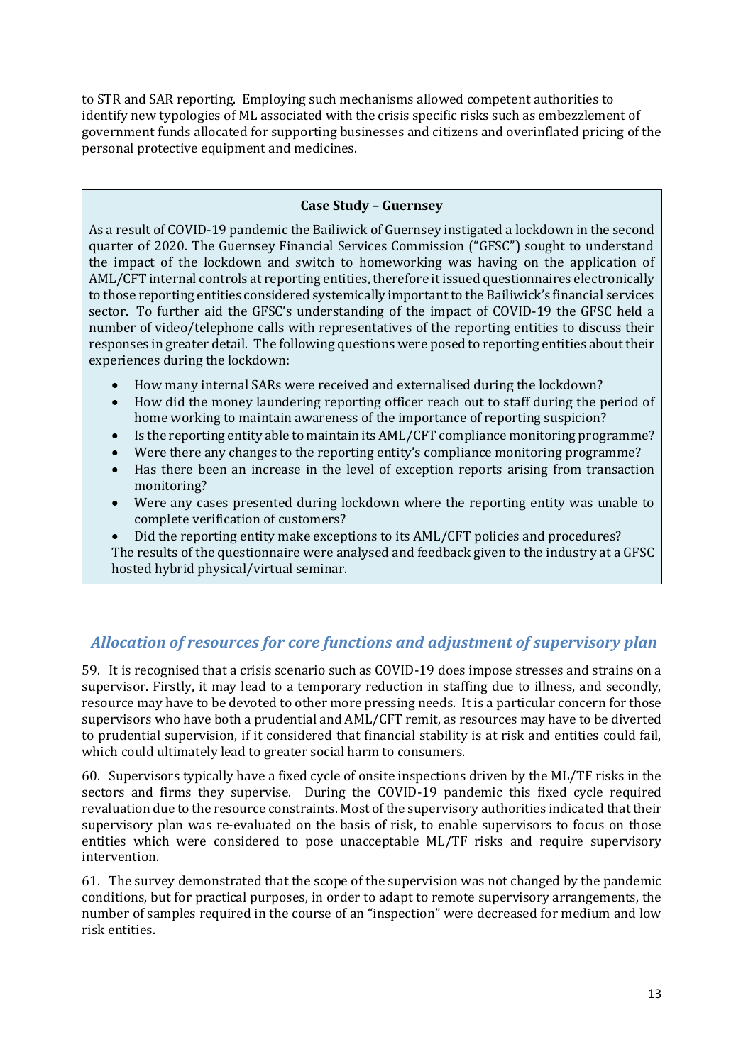to STR and SAR reporting. Employing such mechanisms allowed competent authorities to identify new typologies of ML associated with the crisis specific risks such as embezzlement of government funds allocated for supporting businesses and citizens and overinflated pricing of the personal protective equipment and medicines.

> **Case Study – Guernsey**
>
> As a result of COVID-19 pandemic the Bailiwick of Guernsey instigated a lockdown in the second quarter of 2020. The Guernsey Financial Services Commission ("GFSC") sought to understand the impact of the lockdown and switch to homeworking was having on the application of AML/CFT internal controls at reporting entities, therefore it issued questionnaires electronically to those reporting entities considered systemically important to the Bailiwick's financial services sector. To further aid the GFSC's understanding of the impact of COVID-19 the GFSC held a number of video/telephone calls with representatives of the reporting entities to discuss their responses in greater detail. The following questions were posed to reporting entities about their experiences during the lockdown:
>
> - How many internal SARs were received and externalised during the lockdown?
> - How did the money laundering reporting officer reach out to staff during the period of home working to maintain awareness of the importance of reporting suspicion?
> - Is the reporting entity able to maintain its AML/CFT compliance monitoring programme?
> - Were there any changes to the reporting entity's compliance monitoring programme?
> - Has there been an increase in the level of exception reports arising from transaction monitoring?
> - Were any cases presented during lockdown where the reporting entity was unable to complete verification of customers?
> - Did the reporting entity make exceptions to its AML/CFT policies and procedures?
>
> The results of the questionnaire were analysed and feedback given to the industry at a GFSC hosted hybrid physical/virtual seminar.

## *Allocation of resources for core functions and adjustment of supervisory plan*

59. It is recognised that a crisis scenario such as COVID-19 does impose stresses and strains on a supervisor. Firstly, it may lead to a temporary reduction in staffing due to illness, and secondly, resource may have to be devoted to other more pressing needs. It is a particular concern for those supervisors who have both a prudential and AML/CFT remit, as resources may have to be diverted to prudential supervision, if it considered that financial stability is at risk and entities could fail, which could ultimately lead to greater social harm to consumers.

60. Supervisors typically have a fixed cycle of onsite inspections driven by the ML/TF risks in the sectors and firms they supervise. During the COVID-19 pandemic this fixed cycle required revaluation due to the resource constraints. Most of the supervisory authorities indicated that their supervisory plan was re-evaluated on the basis of risk, to enable supervisors to focus on those entities which were considered to pose unacceptable ML/TF risks and require supervisory intervention.

61. The survey demonstrated that the scope of the supervision was not changed by the pandemic conditions, but for practical purposes, in order to adapt to remote supervisory arrangements, the number of samples required in the course of an "inspection" were decreased for medium and low risk entities.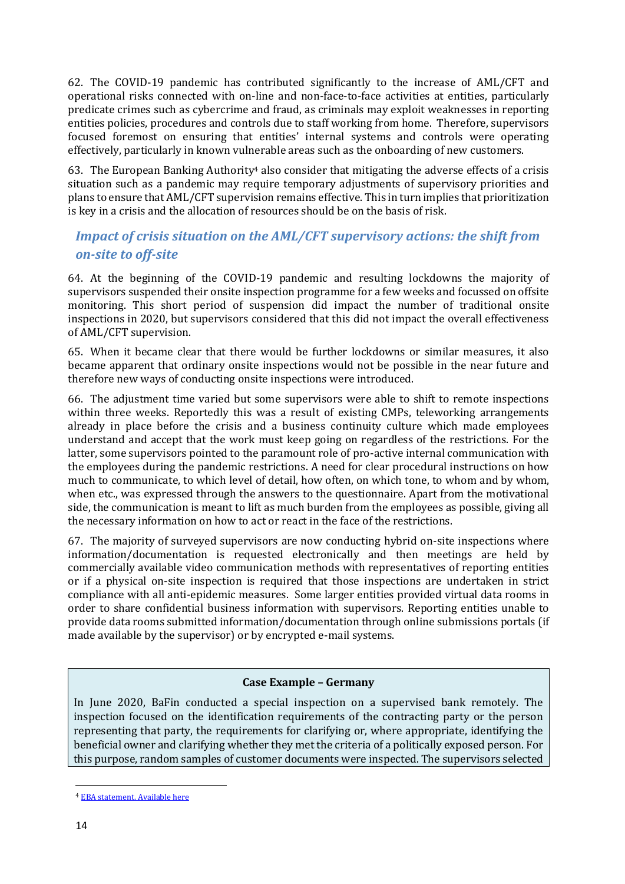62. The COVID-19 pandemic has contributed significantly to the increase of AML/CFT and operational risks connected with on-line and non-face-to-face activities at entities, particularly predicate crimes such as cybercrime and fraud, as criminals may exploit weaknesses in reporting entities policies, procedures and controls due to staff working from home. Therefore, supervisors focused foremost on ensuring that entities' internal systems and controls were operating effectively, particularly in known vulnerable areas such as the onboarding of new customers.

63. The European Banking Authority[4] also consider that mitigating the adverse effects of a crisis situation such as a pandemic may require temporary adjustments of supervisory priorities and plans to ensure that AML/CFT supervision remains effective. This in turn implies that prioritization is key in a crisis and the allocation of resources should be on the basis of risk.

## *Impact of crisis situation on the AML/CFT supervisory actions: the shift from on-site to off-site*

64. At the beginning of the COVID-19 pandemic and resulting lockdowns the majority of supervisors suspended their onsite inspection programme for a few weeks and focussed on offsite monitoring. This short period of suspension did impact the number of traditional onsite inspections in 2020, but supervisors considered that this did not impact the overall effectiveness of AML/CFT supervision.

65. When it became clear that there would be further lockdowns or similar measures, it also became apparent that ordinary onsite inspections would not be possible in the near future and therefore new ways of conducting onsite inspections were introduced.

66. The adjustment time varied but some supervisors were able to shift to remote inspections within three weeks. Reportedly this was a result of existing CMPs, teleworking arrangements already in place before the crisis and a business continuity culture which made employees understand and accept that the work must keep going on regardless of the restrictions. For the latter, some supervisors pointed to the paramount role of pro-active internal communication with the employees during the pandemic restrictions. A need for clear procedural instructions on how much to communicate, to which level of detail, how often, on which tone, to whom and by whom, when etc., was expressed through the answers to the questionnaire. Apart from the motivational side, the communication is meant to lift as much burden from the employees as possible, giving all the necessary information on how to act or react in the face of the restrictions.

67. The majority of surveyed supervisors are now conducting hybrid on-site inspections where information/documentation is requested electronically and then meetings are held by commercially available video communication methods with representatives of reporting entities or if a physical on-site inspection is required that those inspections are undertaken in strict compliance with all anti-epidemic measures. Some larger entities provided virtual data rooms in order to share confidential business information with supervisors. Reporting entities unable to provide data rooms submitted information/documentation through online submissions portals (if made available by the supervisor) or by encrypted e-mail systems.

> **Case Example – Germany**
>
> In June 2020, BaFin conducted a special inspection on a supervised bank remotely. The inspection focused on the identification requirements of the contracting party or the person representing that party, the requirements for clarifying or, where appropriate, identifying the beneficial owner and clarifying whether they met the criteria of a politically exposed person. For this purpose, random samples of customer documents were inspected. The supervisors selected

[4] EBA statement. Available here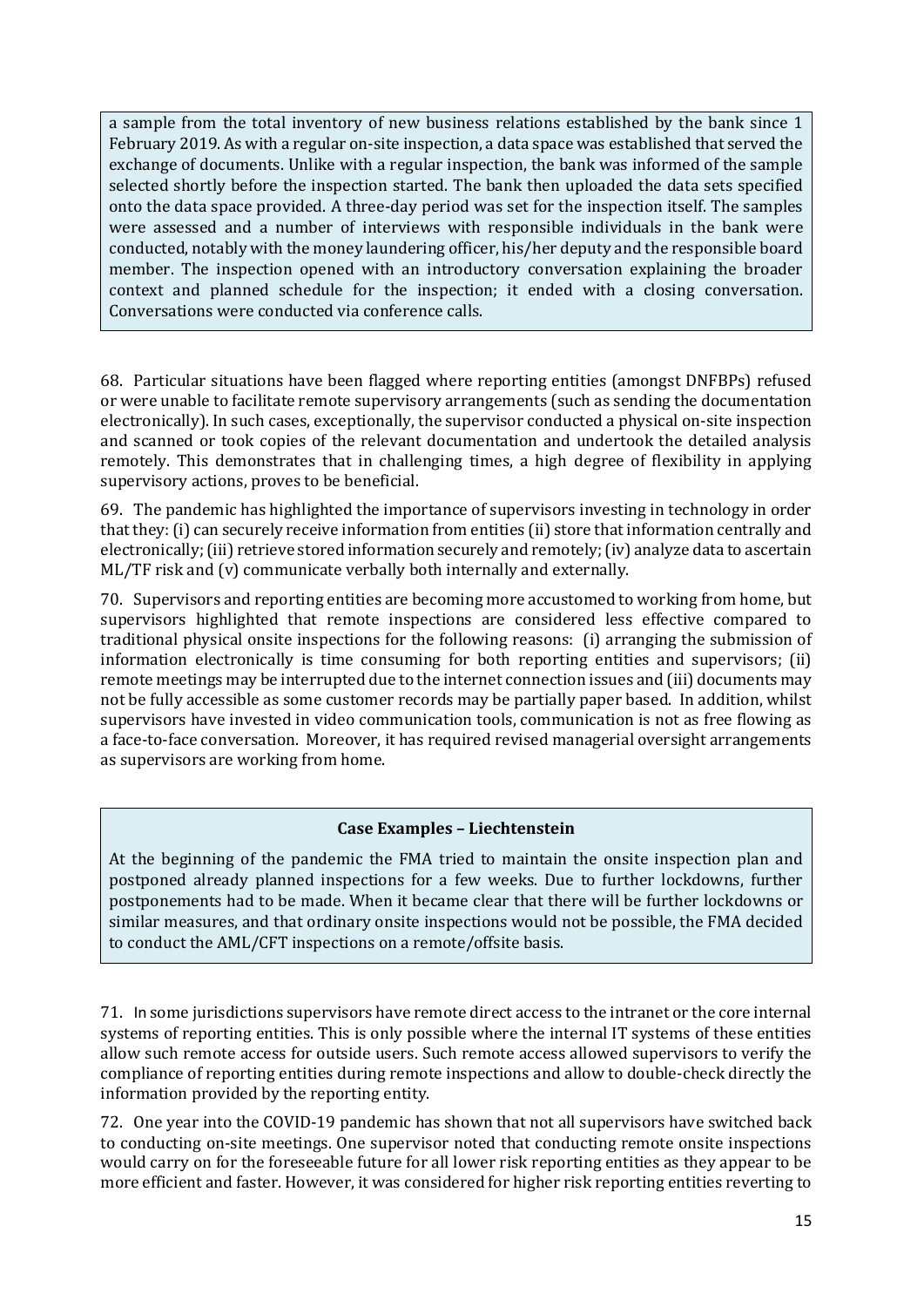a sample from the total inventory of new business relations established by the bank since 1 February 2019. As with a regular on-site inspection, a data space was established that served the exchange of documents. Unlike with a regular inspection, the bank was informed of the sample selected shortly before the inspection started. The bank then uploaded the data sets specified onto the data space provided. A three-day period was set for the inspection itself. The samples were assessed and a number of interviews with responsible individuals in the bank were conducted, notably with the money laundering officer, his/her deputy and the responsible board member. The inspection opened with an introductory conversation explaining the broader context and planned schedule for the inspection; it ended with a closing conversation. Conversations were conducted via conference calls.

68. Particular situations have been flagged where reporting entities (amongst DNFBPs) refused or were unable to facilitate remote supervisory arrangements (such as sending the documentation electronically). In such cases, exceptionally, the supervisor conducted a physical on-site inspection and scanned or took copies of the relevant documentation and undertook the detailed analysis remotely. This demonstrates that in challenging times, a high degree of flexibility in applying supervisory actions, proves to be beneficial.

69. The pandemic has highlighted the importance of supervisors investing in technology in order that they: (i) can securely receive information from entities (ii) store that information centrally and electronically; (iii) retrieve stored information securely and remotely; (iv) analyze data to ascertain ML/TF risk and (v) communicate verbally both internally and externally.

70. Supervisors and reporting entities are becoming more accustomed to working from home, but supervisors highlighted that remote inspections are considered less effective compared to traditional physical onsite inspections for the following reasons: (i) arranging the submission of information electronically is time consuming for both reporting entities and supervisors; (ii) remote meetings may be interrupted due to the internet connection issues and (iii) documents may not be fully accessible as some customer records may be partially paper based. In addition, whilst supervisors have invested in video communication tools, communication is not as free flowing as a face-to-face conversation. Moreover, it has required revised managerial oversight arrangements as supervisors are working from home.

**Case Examples – Liechtenstein**

At the beginning of the pandemic the FMA tried to maintain the onsite inspection plan and postponed already planned inspections for a few weeks. Due to further lockdowns, further postponements had to be made. When it became clear that there will be further lockdowns or similar measures, and that ordinary onsite inspections would not be possible, the FMA decided to conduct the AML/CFT inspections on a remote/offsite basis.

71. In some jurisdictions supervisors have remote direct access to the intranet or the core internal systems of reporting entities. This is only possible where the internal IT systems of these entities allow such remote access for outside users. Such remote access allowed supervisors to verify the compliance of reporting entities during remote inspections and allow to double-check directly the information provided by the reporting entity.

72. One year into the COVID-19 pandemic has shown that not all supervisors have switched back to conducting on-site meetings. One supervisor noted that conducting remote onsite inspections would carry on for the foreseeable future for all lower risk reporting entities as they appear to be more efficient and faster. However, it was considered for higher risk reporting entities reverting to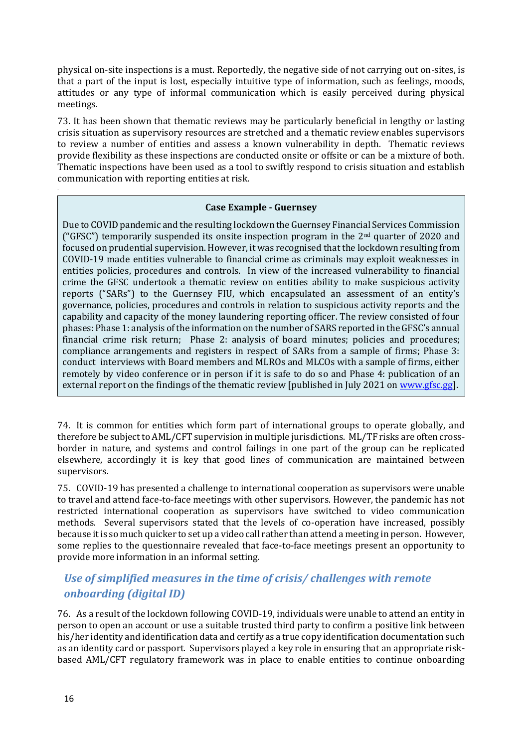physical on-site inspections is a must. Reportedly, the negative side of not carrying out on-sites, is that a part of the input is lost, especially intuitive type of information, such as feelings, moods, attitudes or any type of informal communication which is easily perceived during physical meetings.

73. It has been shown that thematic reviews may be particularly beneficial in lengthy or lasting crisis situation as supervisory resources are stretched and a thematic review enables supervisors to review a number of entities and assess a known vulnerability in depth. Thematic reviews provide flexibility as these inspections are conducted onsite or offsite or can be a mixture of both. Thematic inspections have been used as a tool to swiftly respond to crisis situation and establish communication with reporting entities at risk.

> **Case Example - Guernsey**
>
> Due to COVID pandemic and the resulting lockdown the Guernsey Financial Services Commission ("GFSC") temporarily suspended its onsite inspection program in the 2nd quarter of 2020 and focused on prudential supervision. However, it was recognised that the lockdown resulting from COVID-19 made entities vulnerable to financial crime as criminals may exploit weaknesses in entities policies, procedures and controls. In view of the increased vulnerability to financial crime the GFSC undertook a thematic review on entities ability to make suspicious activity reports ("SARs") to the Guernsey FIU, which encapsulated an assessment of an entity's governance, policies, procedures and controls in relation to suspicious activity reports and the capability and capacity of the money laundering reporting officer. The review consisted of four phases: Phase 1: analysis of the information on the number of SARS reported in the GFSC's annual financial crime risk return; Phase 2: analysis of board minutes; policies and procedures; compliance arrangements and registers in respect of SARs from a sample of firms; Phase 3: conduct interviews with Board members and MLROs and MLCOs with a sample of firms, either remotely by video conference or in person if it is safe to do so and Phase 4: publication of an external report on the findings of the thematic review [published in July 2021 on www.gfsc.gg].

74. It is common for entities which form part of international groups to operate globally, and therefore be subject to AML/CFT supervision in multiple jurisdictions. ML/TF risks are often cross-border in nature, and systems and control failings in one part of the group can be replicated elsewhere, accordingly it is key that good lines of communication are maintained between supervisors.

75. COVID-19 has presented a challenge to international cooperation as supervisors were unable to travel and attend face-to-face meetings with other supervisors. However, the pandemic has not restricted international cooperation as supervisors have switched to video communication methods. Several supervisors stated that the levels of co-operation have increased, possibly because it is so much quicker to set up a video call rather than attend a meeting in person. However, some replies to the questionnaire revealed that face-to-face meetings present an opportunity to provide more information in an informal setting.

## *Use of simplified measures in the time of crisis/ challenges with remote onboarding (digital ID)*

76. As a result of the lockdown following COVID-19, individuals were unable to attend an entity in person to open an account or use a suitable trusted third party to confirm a positive link between his/her identity and identification data and certify as a true copy identification documentation such as an identity card or passport. Supervisors played a key role in ensuring that an appropriate risk-based AML/CFT regulatory framework was in place to enable entities to continue onboarding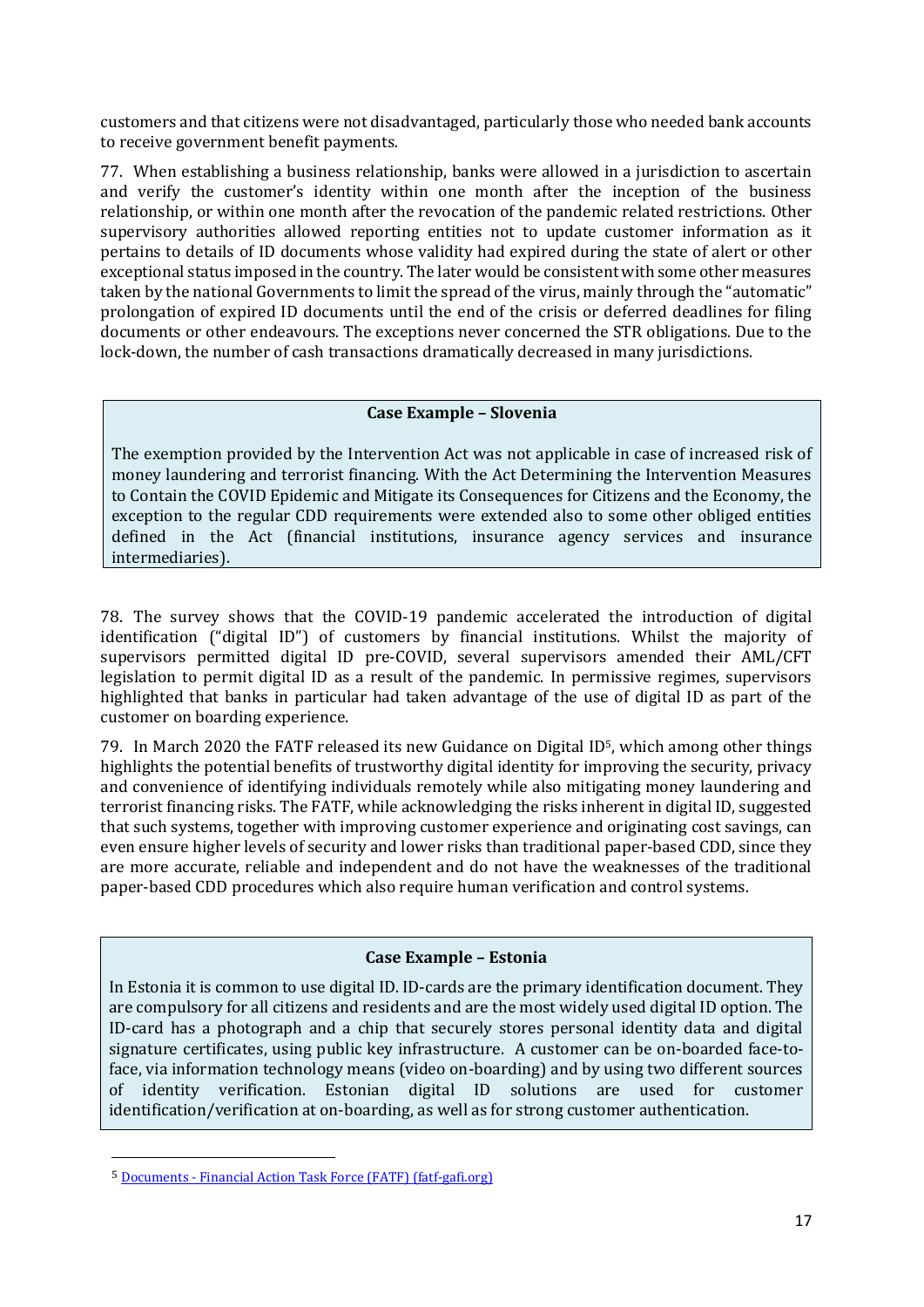customers and that citizens were not disadvantaged, particularly those who needed bank accounts to receive government benefit payments.

77. When establishing a business relationship, banks were allowed in a jurisdiction to ascertain and verify the customer's identity within one month after the inception of the business relationship, or within one month after the revocation of the pandemic related restrictions. Other supervisory authorities allowed reporting entities not to update customer information as it pertains to details of ID documents whose validity had expired during the state of alert or other exceptional status imposed in the country. The later would be consistent with some other measures taken by the national Governments to limit the spread of the virus, mainly through the "automatic" prolongation of expired ID documents until the end of the crisis or deferred deadlines for filing documents or other endeavours. The exceptions never concerned the STR obligations. Due to the lock-down, the number of cash transactions dramatically decreased in many jurisdictions.

**Case Example – Slovenia**

The exemption provided by the Intervention Act was not applicable in case of increased risk of money laundering and terrorist financing. With the Act Determining the Intervention Measures to Contain the COVID Epidemic and Mitigate its Consequences for Citizens and the Economy, the exception to the regular CDD requirements were extended also to some other obliged entities defined in the Act (financial institutions, insurance agency services and insurance intermediaries).

78. The survey shows that the COVID-19 pandemic accelerated the introduction of digital identification ("digital ID") of customers by financial institutions. Whilst the majority of supervisors permitted digital ID pre-COVID, several supervisors amended their AML/CFT legislation to permit digital ID as a result of the pandemic. In permissive regimes, supervisors highlighted that banks in particular had taken advantage of the use of digital ID as part of the customer on boarding experience.

79. In March 2020 the FATF released its new Guidance on Digital ID[5], which among other things highlights the potential benefits of trustworthy digital identity for improving the security, privacy and convenience of identifying individuals remotely while also mitigating money laundering and terrorist financing risks. The FATF, while acknowledging the risks inherent in digital ID, suggested that such systems, together with improving customer experience and originating cost savings, can even ensure higher levels of security and lower risks than traditional paper-based CDD, since they are more accurate, reliable and independent and do not have the weaknesses of the traditional paper-based CDD procedures which also require human verification and control systems.

**Case Example – Estonia**

In Estonia it is common to use digital ID. ID-cards are the primary identification document. They are compulsory for all citizens and residents and are the most widely used digital ID option. The ID-card has a photograph and a chip that securely stores personal identity data and digital signature certificates, using public key infrastructure. A customer can be on-boarded face-to-face, via information technology means (video on-boarding) and by using two different sources of identity verification. Estonian digital ID solutions are used for customer identification/verification at on-boarding, as well as for strong customer authentication.

[5] Documents - Financial Action Task Force (FATF) (fatf-gafi.org)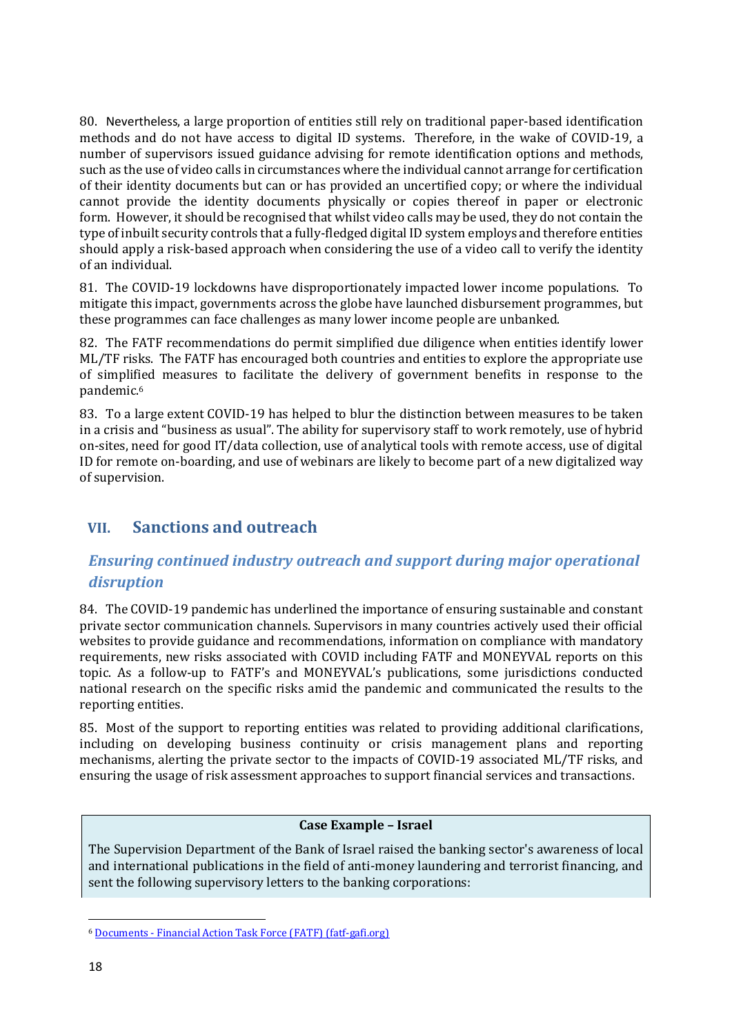80. Nevertheless, a large proportion of entities still rely on traditional paper-based identification methods and do not have access to digital ID systems. Therefore, in the wake of COVID-19, a number of supervisors issued guidance advising for remote identification options and methods, such as the use of video calls in circumstances where the individual cannot arrange for certification of their identity documents but can or has provided an uncertified copy; or where the individual cannot provide the identity documents physically or copies thereof in paper or electronic form. However, it should be recognised that whilst video calls may be used, they do not contain the type of inbuilt security controls that a fully-fledged digital ID system employs and therefore entities should apply a risk-based approach when considering the use of a video call to verify the identity of an individual.

81. The COVID-19 lockdowns have disproportionately impacted lower income populations. To mitigate this impact, governments across the globe have launched disbursement programmes, but these programmes can face challenges as many lower income people are unbanked.

82. The FATF recommendations do permit simplified due diligence when entities identify lower ML/TF risks. The FATF has encouraged both countries and entities to explore the appropriate use of simplified measures to facilitate the delivery of government benefits in response to the pandemic.[6]

83. To a large extent COVID-19 has helped to blur the distinction between measures to be taken in a crisis and "business as usual". The ability for supervisory staff to work remotely, use of hybrid on-sites, need for good IT/data collection, use of analytical tools with remote access, use of digital ID for remote on-boarding, and use of webinars are likely to become part of a new digitalized way of supervision.

## VII. Sanctions and outreach

### *Ensuring continued industry outreach and support during major operational disruption*

84. The COVID-19 pandemic has underlined the importance of ensuring sustainable and constant private sector communication channels. Supervisors in many countries actively used their official websites to provide guidance and recommendations, information on compliance with mandatory requirements, new risks associated with COVID including FATF and MONEYVAL reports on this topic. As a follow-up to FATF's and MONEYVAL's publications, some jurisdictions conducted national research on the specific risks amid the pandemic and communicated the results to the reporting entities.

85. Most of the support to reporting entities was related to providing additional clarifications, including on developing business continuity or crisis management plans and reporting mechanisms, alerting the private sector to the impacts of COVID-19 associated ML/TF risks, and ensuring the usage of risk assessment approaches to support financial services and transactions.

**Case Example – Israel**

The Supervision Department of the Bank of Israel raised the banking sector's awareness of local and international publications in the field of anti-money laundering and terrorist financing, and sent the following supervisory letters to the banking corporations:

[6] Documents - Financial Action Task Force (FATF) (fatf-gafi.org)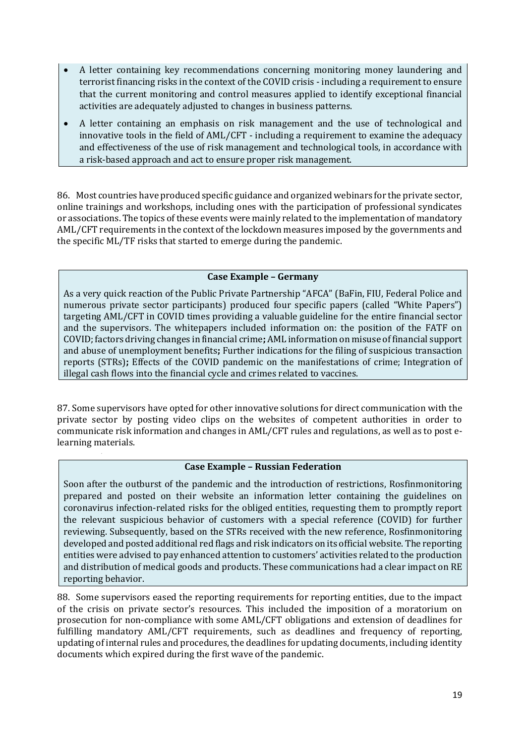- A letter containing key recommendations concerning monitoring money laundering and terrorist financing risks in the context of the COVID crisis - including a requirement to ensure that the current monitoring and control measures applied to identify exceptional financial activities are adequately adjusted to changes in business patterns.
- A letter containing an emphasis on risk management and the use of technological and innovative tools in the field of AML/CFT - including a requirement to examine the adequacy and effectiveness of the use of risk management and technological tools, in accordance with a risk-based approach and act to ensure proper risk management.

86. Most countries have produced specific guidance and organized webinars for the private sector, online trainings and workshops, including ones with the participation of professional syndicates or associations. The topics of these events were mainly related to the implementation of mandatory AML/CFT requirements in the context of the lockdown measures imposed by the governments and the specific ML/TF risks that started to emerge during the pandemic.

**Case Example – Germany**

As a very quick reaction of the Public Private Partnership "AFCA" (BaFin, FIU, Federal Police and numerous private sector participants) produced four specific papers (called "White Papers") targeting AML/CFT in COVID times providing a valuable guideline for the entire financial sector and the supervisors. The whitepapers included information on: the position of the FATF on COVID; factors driving changes in financial crime**;** AML information on misuse of financial support and abuse of unemployment benefits**;** Further indications for the filing of suspicious transaction reports (STRs)**;** Effects of the COVID pandemic on the manifestations of crime; Integration of illegal cash flows into the financial cycle and crimes related to vaccines.

87. Some supervisors have opted for other innovative solutions for direct communication with the private sector by posting video clips on the websites of competent authorities in order to communicate risk information and changes in AML/CFT rules and regulations, as well as to post e-learning materials.

**Case Example – Russian Federation**

Soon after the outburst of the pandemic and the introduction of restrictions, Rosfinmonitoring prepared and posted on their website an information letter containing the guidelines on coronavirus infection-related risks for the obliged entities, requesting them to promptly report the relevant suspicious behavior of customers with a special reference (COVID) for further reviewing. Subsequently, based on the STRs received with the new reference, Rosfinmonitoring developed and posted additional red flags and risk indicators on its official website. The reporting entities were advised to pay enhanced attention to customers' activities related to the production and distribution of medical goods and products. These communications had a clear impact on RE reporting behavior.

88. Some supervisors eased the reporting requirements for reporting entities, due to the impact of the crisis on private sector's resources. This included the imposition of a moratorium on prosecution for non-compliance with some AML/CFT obligations and extension of deadlines for fulfilling mandatory AML/CFT requirements, such as deadlines and frequency of reporting, updating of internal rules and procedures, the deadlines for updating documents, including identity documents which expired during the first wave of the pandemic.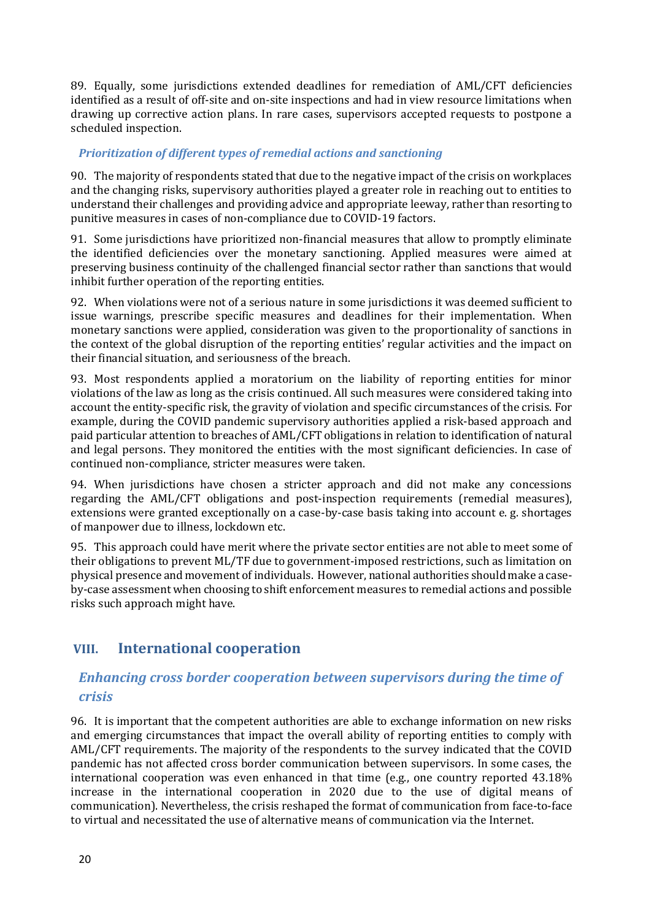89. Equally, some jurisdictions extended deadlines for remediation of AML/CFT deficiencies identified as a result of off-site and on-site inspections and had in view resource limitations when drawing up corrective action plans. In rare cases, supervisors accepted requests to postpone a scheduled inspection.

#### *Prioritization of different types of remedial actions and sanctioning*

90. The majority of respondents stated that due to the negative impact of the crisis on workplaces and the changing risks, supervisory authorities played a greater role in reaching out to entities to understand their challenges and providing advice and appropriate leeway, rather than resorting to punitive measures in cases of non-compliance due to COVID-19 factors.

91. Some jurisdictions have prioritized non-financial measures that allow to promptly eliminate the identified deficiencies over the monetary sanctioning. Applied measures were aimed at preserving business continuity of the challenged financial sector rather than sanctions that would inhibit further operation of the reporting entities.

92. When violations were not of a serious nature in some jurisdictions it was deemed sufficient to issue warnings, prescribe specific measures and deadlines for their implementation. When monetary sanctions were applied, consideration was given to the proportionality of sanctions in the context of the global disruption of the reporting entities' regular activities and the impact on their financial situation, and seriousness of the breach.

93. Most respondents applied a moratorium on the liability of reporting entities for minor violations of the law as long as the crisis continued. All such measures were considered taking into account the entity-specific risk, the gravity of violation and specific circumstances of the crisis. For example, during the COVID pandemic supervisory authorities applied a risk-based approach and paid particular attention to breaches of AML/CFT obligations in relation to identification of natural and legal persons. They monitored the entities with the most significant deficiencies. In case of continued non-compliance, stricter measures were taken.

94. When jurisdictions have chosen a stricter approach and did not make any concessions regarding the AML/CFT obligations and post-inspection requirements (remedial measures), extensions were granted exceptionally on a case-by-case basis taking into account e. g. shortages of manpower due to illness, lockdown etc.

95. This approach could have merit where the private sector entities are not able to meet some of their obligations to prevent ML/TF due to government-imposed restrictions, such as limitation on physical presence and movement of individuals. However, national authorities should make a case-by-case assessment when choosing to shift enforcement measures to remedial actions and possible risks such approach might have.

## VIII. International cooperation

### *Enhancing cross border cooperation between supervisors during the time of crisis*

96. It is important that the competent authorities are able to exchange information on new risks and emerging circumstances that impact the overall ability of reporting entities to comply with AML/CFT requirements. The majority of the respondents to the survey indicated that the COVID pandemic has not affected cross border communication between supervisors. In some cases, the international cooperation was even enhanced in that time (e.g., one country reported 43.18% increase in the international cooperation in 2020 due to the use of digital means of communication). Nevertheless, the crisis reshaped the format of communication from face-to-face to virtual and necessitated the use of alternative means of communication via the Internet.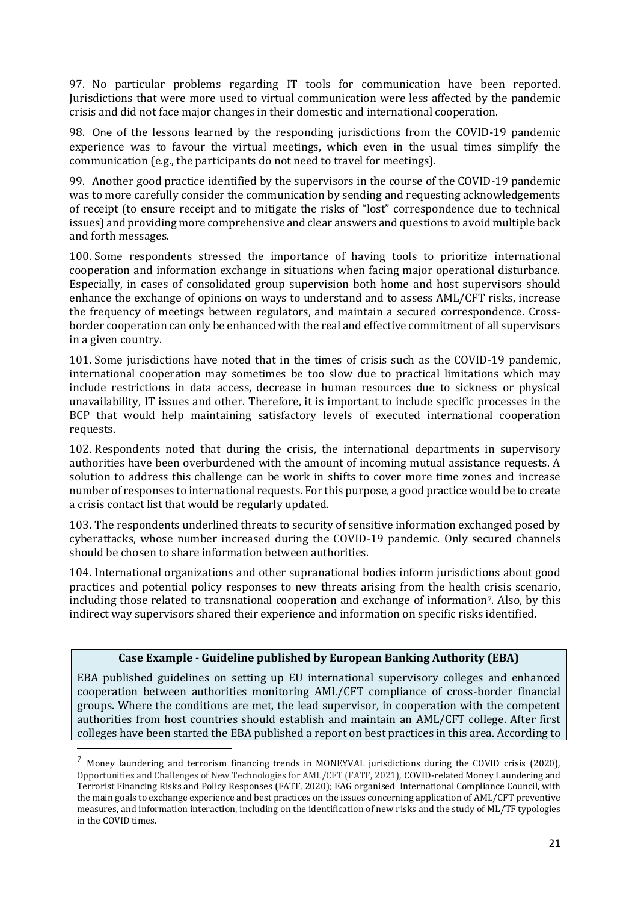97. No particular problems regarding IT tools for communication have been reported. Jurisdictions that were more used to virtual communication were less affected by the pandemic crisis and did not face major changes in their domestic and international cooperation.

98. One of the lessons learned by the responding jurisdictions from the COVID-19 pandemic experience was to favour the virtual meetings, which even in the usual times simplify the communication (e.g., the participants do not need to travel for meetings).

99. Another good practice identified by the supervisors in the course of the COVID-19 pandemic was to more carefully consider the communication by sending and requesting acknowledgements of receipt (to ensure receipt and to mitigate the risks of "lost" correspondence due to technical issues) and providing more comprehensive and clear answers and questions to avoid multiple back and forth messages.

100. Some respondents stressed the importance of having tools to prioritize international cooperation and information exchange in situations when facing major operational disturbance. Especially, in cases of consolidated group supervision both home and host supervisors should enhance the exchange of opinions on ways to understand and to assess AML/CFT risks, increase the frequency of meetings between regulators, and maintain a secured correspondence. Cross-border cooperation can only be enhanced with the real and effective commitment of all supervisors in a given country.

101. Some jurisdictions have noted that in the times of crisis such as the COVID-19 pandemic, international cooperation may sometimes be too slow due to practical limitations which may include restrictions in data access, decrease in human resources due to sickness or physical unavailability, IT issues and other. Therefore, it is important to include specific processes in the BCP that would help maintaining satisfactory levels of executed international cooperation requests.

102. Respondents noted that during the crisis, the international departments in supervisory authorities have been overburdened with the amount of incoming mutual assistance requests. A solution to address this challenge can be work in shifts to cover more time zones and increase number of responses to international requests. For this purpose, a good practice would be to create a crisis contact list that would be regularly updated.

103. The respondents underlined threats to security of sensitive information exchanged posed by cyberattacks, whose number increased during the COVID-19 pandemic. Only secured channels should be chosen to share information between authorities.

104. International organizations and other supranational bodies inform jurisdictions about good practices and potential policy responses to new threats arising from the health crisis scenario, including those related to transnational cooperation and exchange of information[7]. Also, by this indirect way supervisors shared their experience and information on specific risks identified.

**Case Example - Guideline published by European Banking Authority (EBA)**

EBA published guidelines on setting up EU international supervisory colleges and enhanced cooperation between authorities monitoring AML/CFT compliance of cross-border financial groups. Where the conditions are met, the lead supervisor, in cooperation with the competent authorities from host countries should establish and maintain an AML/CFT college. After first colleges have been started the EBA published a report on best practices in this area. According to

[7] Money laundering and terrorism financing trends in MONEYVAL jurisdictions during the COVID crisis (2020), Opportunities and Challenges of New Technologies for AML/CFT (FATF, 2021), COVID-related Money Laundering and Terrorist Financing Risks and Policy Responses (FATF, 2020); EAG organised International Compliance Council, with the main goals to exchange experience and best practices on the issues concerning application of AML/CFT preventive measures, and information interaction, including on the identification of new risks and the study of ML/TF typologies in the COVID times.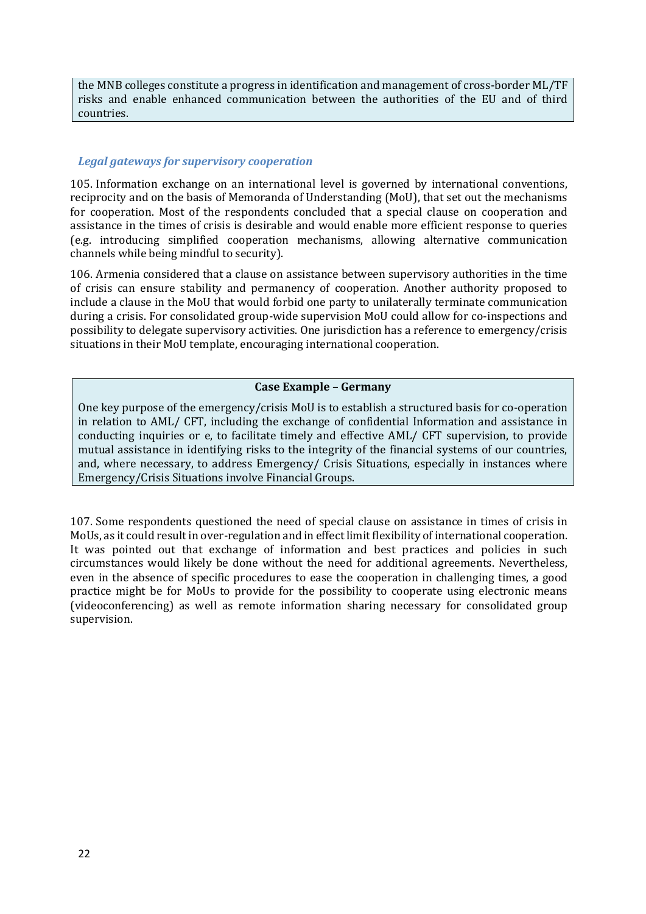the MNB colleges constitute a progress in identification and management of cross-border ML/TF risks and enable enhanced communication between the authorities of the EU and of third countries.

### *Legal gateways for supervisory cooperation*

105. Information exchange on an international level is governed by international conventions, reciprocity and on the basis of Memoranda of Understanding (MoU), that set out the mechanisms for cooperation. Most of the respondents concluded that a special clause on cooperation and assistance in the times of crisis is desirable and would enable more efficient response to queries (e.g. introducing simplified cooperation mechanisms, allowing alternative communication channels while being mindful to security).

106. Armenia considered that a clause on assistance between supervisory authorities in the time of crisis can ensure stability and permanency of cooperation. Another authority proposed to include a clause in the MoU that would forbid one party to unilaterally terminate communication during a crisis. For consolidated group-wide supervision MoU could allow for co-inspections and possibility to delegate supervisory activities. One jurisdiction has a reference to emergency/crisis situations in their MoU template, encouraging international cooperation.

**Case Example – Germany**

One key purpose of the emergency/crisis MoU is to establish a structured basis for co-operation in relation to AML/ CFT, including the exchange of confidential Information and assistance in conducting inquiries or e, to facilitate timely and effective AML/ CFT supervision, to provide mutual assistance in identifying risks to the integrity of the financial systems of our countries, and, where necessary, to address Emergency/ Crisis Situations, especially in instances where Emergency/Crisis Situations involve Financial Groups.

107. Some respondents questioned the need of special clause on assistance in times of crisis in MoUs, as it could result in over-regulation and in effect limit flexibility of international cooperation. It was pointed out that exchange of information and best practices and policies in such circumstances would likely be done without the need for additional agreements. Nevertheless, even in the absence of specific procedures to ease the cooperation in challenging times, a good practice might be for MoUs to provide for the possibility to cooperate using electronic means (videoconferencing) as well as remote information sharing necessary for consolidated group supervision.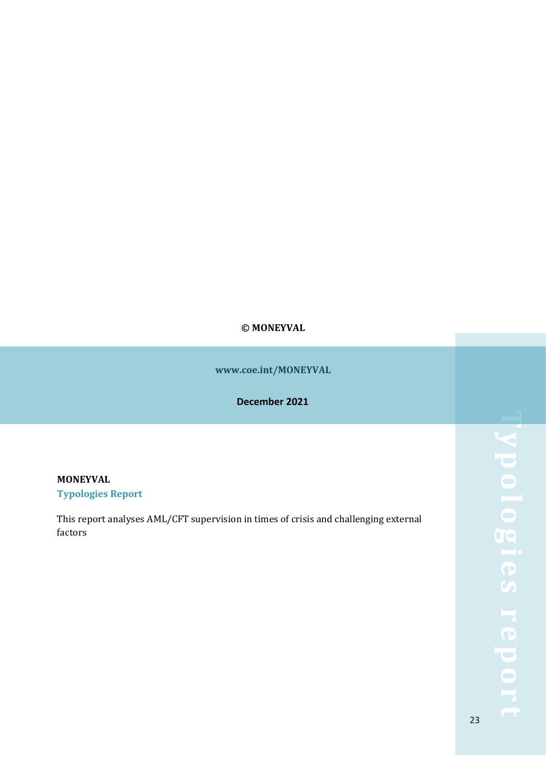**© MONEYVAL**

**www.coe.int/MONEYVAL**

**December 2021**

**MONEYVAL**

**Typologies Report**

This report analyses AML/CFT supervision in times of crisis and challenging external factors

Typologies report